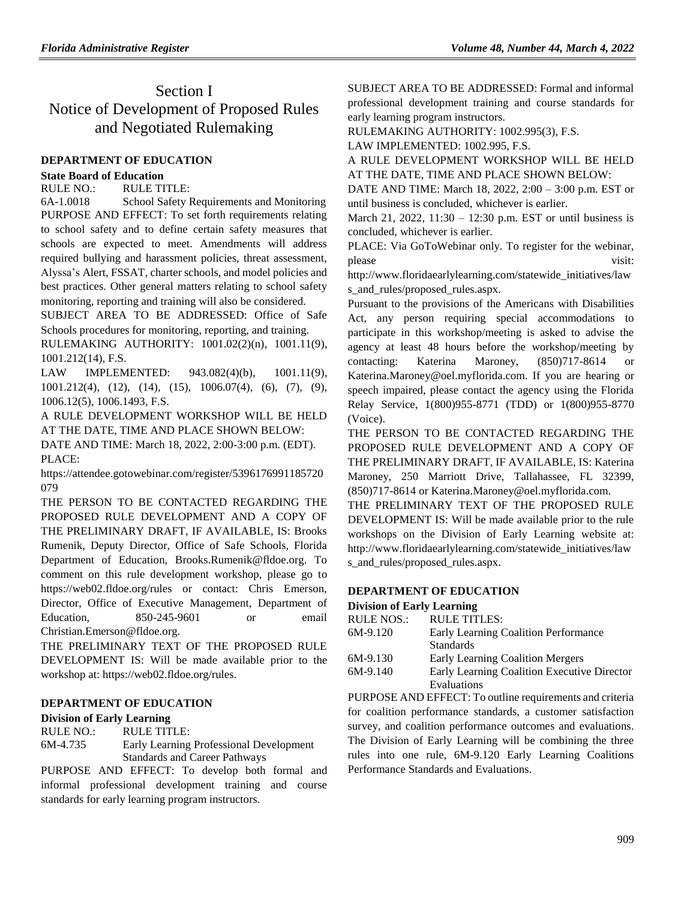# Section I
# Notice of Development of Proposed Rules and Negotiated Rulemaking

### DEPARTMENT OF EDUCATION

**State Board of Education**

RULE NO.: RULE TITLE:

6A-1.0018 School Safety Requirements and Monitoring

PURPOSE AND EFFECT: To set forth requirements relating to school safety and to define certain safety measures that schools are expected to meet. Amendments will address required bullying and harassment policies, threat assessment, Alyssa's Alert, FSSAT, charter schools, and model policies and best practices. Other general matters relating to school safety monitoring, reporting and training will also be considered.

SUBJECT AREA TO BE ADDRESSED: Office of Safe Schools procedures for monitoring, reporting, and training.

RULEMAKING AUTHORITY: 1001.02(2)(n), 1001.11(9), 1001.212(14), F.S.

LAW IMPLEMENTED: 943.082(4)(b), 1001.11(9), 1001.212(4), (12), (14), (15), 1006.07(4), (6), (7), (9), 1006.12(5), 1006.1493, F.S.

A RULE DEVELOPMENT WORKSHOP WILL BE HELD AT THE DATE, TIME AND PLACE SHOWN BELOW:

DATE AND TIME: March 18, 2022, 2:00-3:00 p.m. (EDT).

PLACE:

https://attendee.gotowebinar.com/register/5396176991185720079

THE PERSON TO BE CONTACTED REGARDING THE PROPOSED RULE DEVELOPMENT AND A COPY OF THE PRELIMINARY DRAFT, IF AVAILABLE, IS: Brooks Rumenik, Deputy Director, Office of Safe Schools, Florida Department of Education, Brooks.Rumenik@fldoe.org. To comment on this rule development workshop, please go to https://web02.fldoe.org/rules or contact: Chris Emerson, Director, Office of Executive Management, Department of Education, 850-245-9601 or email Christian.Emerson@fldoe.org.

THE PRELIMINARY TEXT OF THE PROPOSED RULE DEVELOPMENT IS: Will be made available prior to the workshop at: https://web02.fldoe.org/rules.

### DEPARTMENT OF EDUCATION

**Division of Early Learning**

RULE NO.: RULE TITLE:

6M-4.735 Early Learning Professional Development Standards and Career Pathways

PURPOSE AND EFFECT: To develop both formal and informal professional development training and course standards for early learning program instructors.

SUBJECT AREA TO BE ADDRESSED: Formal and informal professional development training and course standards for early learning program instructors.

RULEMAKING AUTHORITY: 1002.995(3), F.S.

LAW IMPLEMENTED: 1002.995, F.S.

A RULE DEVELOPMENT WORKSHOP WILL BE HELD AT THE DATE, TIME AND PLACE SHOWN BELOW:

DATE AND TIME: March 18, 2022, 2:00 – 3:00 p.m. EST or until business is concluded, whichever is earlier.

March 21, 2022, 11:30 – 12:30 p.m. EST or until business is concluded, whichever is earlier.

PLACE: Via GoToWebinar only. To register for the webinar, please visit: http://www.floridaearlylearning.com/statewide_initiatives/laws_and_rules/proposed_rules.aspx.

Pursuant to the provisions of the Americans with Disabilities Act, any person requiring special accommodations to participate in this workshop/meeting is asked to advise the agency at least 48 hours before the workshop/meeting by contacting: Katerina Maroney, (850)717-8614 or Katerina.Maroney@oel.myflorida.com. If you are hearing or speech impaired, please contact the agency using the Florida Relay Service, 1(800)955-8771 (TDD) or 1(800)955-8770 (Voice).

THE PERSON TO BE CONTACTED REGARDING THE PROPOSED RULE DEVELOPMENT AND A COPY OF THE PRELIMINARY DRAFT, IF AVAILABLE, IS: Katerina Maroney, 250 Marriott Drive, Tallahassee, FL 32399, (850)717-8614 or Katerina.Maroney@oel.myflorida.com.

THE PRELIMINARY TEXT OF THE PROPOSED RULE DEVELOPMENT IS: Will be made available prior to the rule workshops on the Division of Early Learning website at: http://www.floridaearlylearning.com/statewide_initiatives/laws_and_rules/proposed_rules.aspx.

### DEPARTMENT OF EDUCATION

**Division of Early Learning**

| RULE NOS.: | RULE TITLES: |
|---|---|
| 6M-9.120 | Early Learning Coalition Performance Standards |
| 6M-9.130 | Early Learning Coalition Mergers |
| 6M-9.140 | Early Learning Coalition Executive Director Evaluations |

PURPOSE AND EFFECT: To outline requirements and criteria for coalition performance standards, a customer satisfaction survey, and coalition performance outcomes and evaluations. The Division of Early Learning will be combining the three rules into one rule, 6M-9.120 Early Learning Coalitions Performance Standards and Evaluations.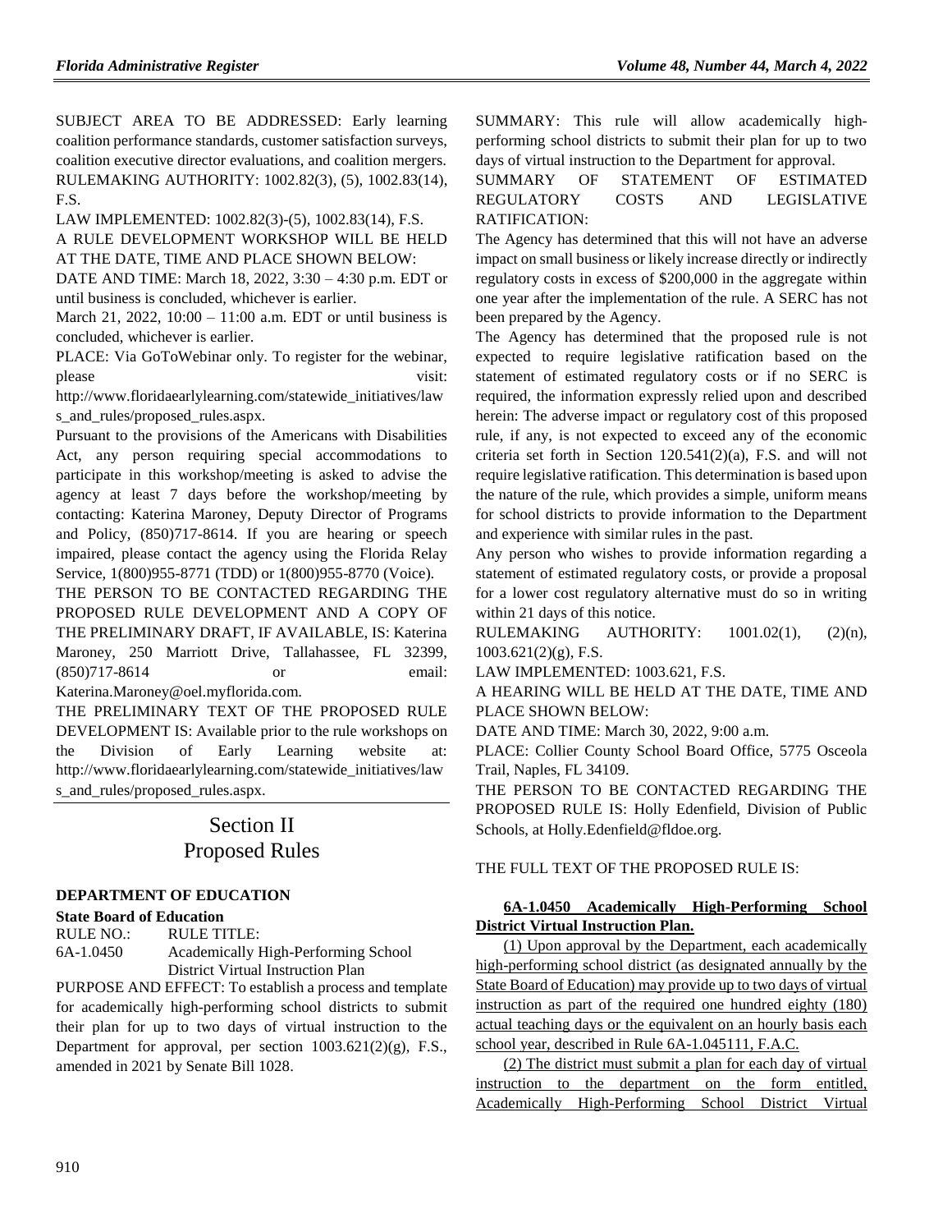SUBJECT AREA TO BE ADDRESSED: Early learning coalition performance standards, customer satisfaction surveys, coalition executive director evaluations, and coalition mergers.

RULEMAKING AUTHORITY: 1002.82(3), (5), 1002.83(14), F.S.

LAW IMPLEMENTED: 1002.82(3)-(5), 1002.83(14), F.S.

A RULE DEVELOPMENT WORKSHOP WILL BE HELD AT THE DATE, TIME AND PLACE SHOWN BELOW:

DATE AND TIME: March 18, 2022, 3:30 – 4:30 p.m. EDT or until business is concluded, whichever is earlier.

March 21, 2022, 10:00 – 11:00 a.m. EDT or until business is concluded, whichever is earlier.

PLACE: Via GoToWebinar only. To register for the webinar, please visit: http://www.floridaearlylearning.com/statewide_initiatives/laws_and_rules/proposed_rules.aspx.

Pursuant to the provisions of the Americans with Disabilities Act, any person requiring special accommodations to participate in this workshop/meeting is asked to advise the agency at least 7 days before the workshop/meeting by contacting: Katerina Maroney, Deputy Director of Programs and Policy, (850)717-8614. If you are hearing or speech impaired, please contact the agency using the Florida Relay Service, 1(800)955-8771 (TDD) or 1(800)955-8770 (Voice).

THE PERSON TO BE CONTACTED REGARDING THE PROPOSED RULE DEVELOPMENT AND A COPY OF THE PRELIMINARY DRAFT, IF AVAILABLE, IS: Katerina Maroney, 250 Marriott Drive, Tallahassee, FL 32399, (850)717-8614 or email: Katerina.Maroney@oel.myflorida.com.

THE PRELIMINARY TEXT OF THE PROPOSED RULE DEVELOPMENT IS: Available prior to the rule workshops on the Division of Early Learning website at: http://www.floridaearlylearning.com/statewide_initiatives/laws_and_rules/proposed_rules.aspx.

# Section II
# Proposed Rules

## DEPARTMENT OF EDUCATION

### State Board of Education

RULE NO.: 6A-1.0450

RULE TITLE: Academically High-Performing School District Virtual Instruction Plan

PURPOSE AND EFFECT: To establish a process and template for academically high-performing school districts to submit their plan for up to two days of virtual instruction to the Department for approval, per section 1003.621(2)(g), F.S., amended in 2021 by Senate Bill 1028.

SUMMARY: This rule will allow academically high-performing school districts to submit their plan for up to two days of virtual instruction to the Department for approval.

SUMMARY OF STATEMENT OF ESTIMATED REGULATORY COSTS AND LEGISLATIVE RATIFICATION:

The Agency has determined that this will not have an adverse impact on small business or likely increase directly or indirectly regulatory costs in excess of $200,000 in the aggregate within one year after the implementation of the rule. A SERC has not been prepared by the Agency.

The Agency has determined that the proposed rule is not expected to require legislative ratification based on the statement of estimated regulatory costs or if no SERC is required, the information expressly relied upon and described herein: The adverse impact or regulatory cost of this proposed rule, if any, is not expected to exceed any of the economic criteria set forth in Section 120.541(2)(a), F.S. and will not require legislative ratification. This determination is based upon the nature of the rule, which provides a simple, uniform means for school districts to provide information to the Department and experience with similar rules in the past.

Any person who wishes to provide information regarding a statement of estimated regulatory costs, or provide a proposal for a lower cost regulatory alternative must do so in writing within 21 days of this notice.

RULEMAKING AUTHORITY: 1001.02(1), (2)(n), 1003.621(2)(g), F.S.

LAW IMPLEMENTED: 1003.621, F.S.

A HEARING WILL BE HELD AT THE DATE, TIME AND PLACE SHOWN BELOW:

DATE AND TIME: March 30, 2022, 9:00 a.m.

PLACE: Collier County School Board Office, 5775 Osceola Trail, Naples, FL 34109.

THE PERSON TO BE CONTACTED REGARDING THE PROPOSED RULE IS: Holly Edenfield, Division of Public Schools, at Holly.Edenfield@fldoe.org.

THE FULL TEXT OF THE PROPOSED RULE IS:

**6A-1.0450 Academically High-Performing School District Virtual Instruction Plan.**

(1) Upon approval by the Department, each academically high-performing school district (as designated annually by the State Board of Education) may provide up to two days of virtual instruction as part of the required one hundred eighty (180) actual teaching days or the equivalent on an hourly basis each school year, described in Rule 6A-1.045111, F.A.C.

(2) The district must submit a plan for each day of virtual instruction to the department on the form entitled, Academically High-Performing School District Virtual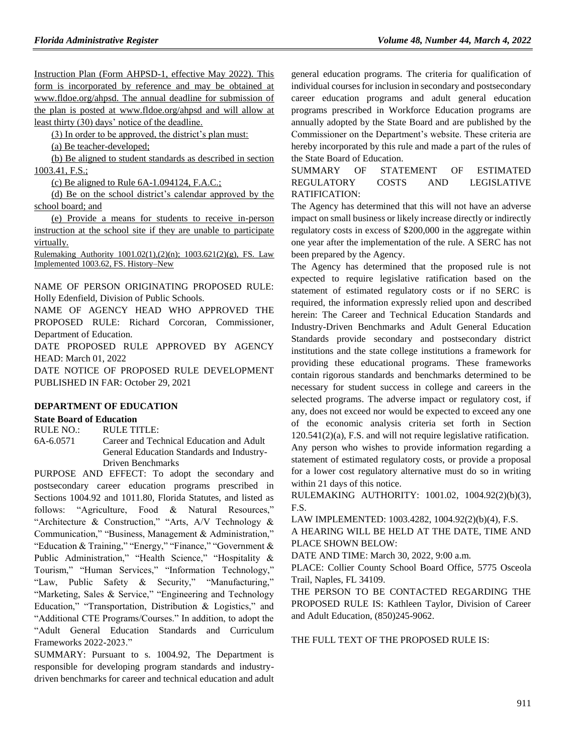Instruction Plan (Form AHPSD-1, effective May 2022). This form is incorporated by reference and may be obtained at www.fldoe.org/ahpsd. The annual deadline for submission of the plan is posted at www.fldoe.org/ahpsd and will allow at least thirty (30) days' notice of the deadline.

(3) In order to be approved, the district's plan must:

(a) Be teacher-developed;

(b) Be aligned to student standards as described in section 1003.41, F.S.;

(c) Be aligned to Rule 6A-1.094124, F.A.C.;

(d) Be on the school district's calendar approved by the school board; and

(e) Provide a means for students to receive in-person instruction at the school site if they are unable to participate virtually.

Rulemaking Authority 1001.02(1),(2)(n); 1003.621(2)(g), FS. Law Implemented 1003.62, FS. History–New

NAME OF PERSON ORIGINATING PROPOSED RULE: Holly Edenfield, Division of Public Schools.

NAME OF AGENCY HEAD WHO APPROVED THE PROPOSED RULE: Richard Corcoran, Commissioner, Department of Education.

DATE PROPOSED RULE APPROVED BY AGENCY HEAD: March 01, 2022

DATE NOTICE OF PROPOSED RULE DEVELOPMENT PUBLISHED IN FAR: October 29, 2021

## DEPARTMENT OF EDUCATION

### State Board of Education

RULE NO.: RULE TITLE:

6A-6.0571 Career and Technical Education and Adult General Education Standards and Industry-Driven Benchmarks

PURPOSE AND EFFECT: To adopt the secondary and postsecondary career education programs prescribed in Sections 1004.92 and 1011.80, Florida Statutes, and listed as follows: "Agriculture, Food & Natural Resources," "Architecture & Construction," "Arts, A/V Technology & Communication," "Business, Management & Administration," "Education & Training," "Energy," "Finance," "Government & Public Administration," "Health Science," "Hospitality & Tourism," "Human Services," "Information Technology," "Law, Public Safety & Security," "Manufacturing," "Marketing, Sales & Service," "Engineering and Technology Education," "Transportation, Distribution & Logistics," and "Additional CTE Programs/Courses." In addition, to adopt the "Adult General Education Standards and Curriculum Frameworks 2022-2023."

SUMMARY: Pursuant to s. 1004.92, The Department is responsible for developing program standards and industry-driven benchmarks for career and technical education and adult general education programs. The criteria for qualification of individual courses for inclusion in secondary and postsecondary career education programs and adult general education programs prescribed in Workforce Education programs are annually adopted by the State Board and are published by the Commissioner on the Department's website. These criteria are hereby incorporated by this rule and made a part of the rules of the State Board of Education.

SUMMARY OF STATEMENT OF ESTIMATED REGULATORY COSTS AND LEGISLATIVE RATIFICATION:

The Agency has determined that this will not have an adverse impact on small business or likely increase directly or indirectly regulatory costs in excess of $200,000 in the aggregate within one year after the implementation of the rule. A SERC has not been prepared by the Agency.

The Agency has determined that the proposed rule is not expected to require legislative ratification based on the statement of estimated regulatory costs or if no SERC is required, the information expressly relied upon and described herein: The Career and Technical Education Standards and Industry-Driven Benchmarks and Adult General Education Standards provide secondary and postsecondary district institutions and the state college institutions a framework for providing these educational programs. These frameworks contain rigorous standards and benchmarks determined to be necessary for student success in college and careers in the selected programs. The adverse impact or regulatory cost, if any, does not exceed nor would be expected to exceed any one of the economic analysis criteria set forth in Section 120.541(2)(a), F.S. and will not require legislative ratification.

Any person who wishes to provide information regarding a statement of estimated regulatory costs, or provide a proposal for a lower cost regulatory alternative must do so in writing within 21 days of this notice.

RULEMAKING AUTHORITY: 1001.02, 1004.92(2)(b)(3), F.S.

LAW IMPLEMENTED: 1003.4282, 1004.92(2)(b)(4), F.S.

A HEARING WILL BE HELD AT THE DATE, TIME AND PLACE SHOWN BELOW:

DATE AND TIME: March 30, 2022, 9:00 a.m.

PLACE: Collier County School Board Office, 5775 Osceola Trail, Naples, FL 34109.

THE PERSON TO BE CONTACTED REGARDING THE PROPOSED RULE IS: Kathleen Taylor, Division of Career and Adult Education, (850)245-9062.

THE FULL TEXT OF THE PROPOSED RULE IS: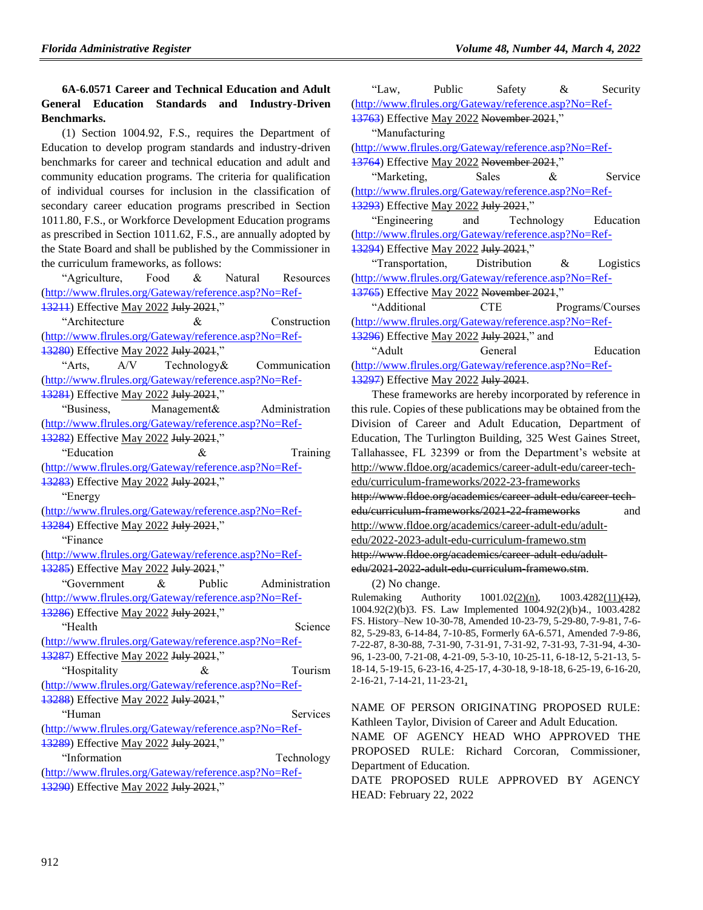**6A-6.0571 Career and Technical Education and Adult General Education Standards and Industry-Driven Benchmarks.**

(1) Section 1004.92, F.S., requires the Department of Education to develop program standards and industry-driven benchmarks for career and technical education and adult and community education programs. The criteria for qualification of individual courses for inclusion in the classification of secondary career education programs prescribed in Section 1011.80, F.S., or Workforce Development Education programs as prescribed in Section 1011.62, F.S., are annually adopted by the State Board and shall be published by the Commissioner in the curriculum frameworks, as follows:

"Agriculture, Food & Natural Resources (http://www.flrules.org/Gateway/reference.asp?No=Ref-13211) Effective May 2022 ~~July 2021~~,"

"Architecture & Construction (http://www.flrules.org/Gateway/reference.asp?No=Ref-13280) Effective May 2022 ~~July 2021~~,"

"Arts, A/V Technology& Communication (http://www.flrules.org/Gateway/reference.asp?No=Ref-13281) Effective May 2022 ~~July 2021~~,"

"Business, Management& Administration (http://www.flrules.org/Gateway/reference.asp?No=Ref-13282) Effective May 2022 ~~July 2021~~,"

"Education & Training (http://www.flrules.org/Gateway/reference.asp?No=Ref-13283) Effective May 2022 ~~July 2021~~,"

"Energy (http://www.flrules.org/Gateway/reference.asp?No=Ref-13284) Effective May 2022 ~~July 2021~~,"

"Finance (http://www.flrules.org/Gateway/reference.asp?No=Ref-13285) Effective May 2022 ~~July 2021~~,"

"Government & Public Administration (http://www.flrules.org/Gateway/reference.asp?No=Ref-13286) Effective May 2022 ~~July 2021~~,"

"Health Science (http://www.flrules.org/Gateway/reference.asp?No=Ref-13287) Effective May 2022 ~~July 2021~~,"

"Hospitality & Tourism (http://www.flrules.org/Gateway/reference.asp?No=Ref-13288) Effective May 2022 ~~July 2021~~,"

"Human Services (http://www.flrules.org/Gateway/reference.asp?No=Ref-13289) Effective May 2022 ~~July 2021~~,"

"Information Technology (http://www.flrules.org/Gateway/reference.asp?No=Ref-13290) Effective May 2022 ~~July 2021~~,"

"Law, Public Safety & Security (http://www.flrules.org/Gateway/reference.asp?No=Ref-13763) Effective May 2022 ~~November 2021~~,"

"Manufacturing (http://www.flrules.org/Gateway/reference.asp?No=Ref-13764) Effective May 2022 ~~November 2021~~,"

"Marketing, Sales & Service (http://www.flrules.org/Gateway/reference.asp?No=Ref-13293) Effective May 2022 ~~July 2021~~,"

"Engineering and Technology Education (http://www.flrules.org/Gateway/reference.asp?No=Ref-13294) Effective May 2022 ~~July 2021~~,"

"Transportation, Distribution & Logistics (http://www.flrules.org/Gateway/reference.asp?No=Ref-13765) Effective May 2022 ~~November 2021~~,"

"Additional CTE Programs/Courses (http://www.flrules.org/Gateway/reference.asp?No=Ref-13296) Effective May 2022 ~~July 2021~~," and

"Adult General Education (http://www.flrules.org/Gateway/reference.asp?No=Ref-13297) Effective May 2022 ~~July 2021~~.

These frameworks are hereby incorporated by reference in this rule. Copies of these publications may be obtained from the Division of Career and Adult Education, Department of Education, The Turlington Building, 325 West Gaines Street, Tallahassee, FL 32399 or from the Department's website at http://www.fldoe.org/academics/career-adult-edu/career-tech-edu/curriculum-frameworks/2022-23-frameworks ~~http://www.fldoe.org/academics/career-adult-edu/career-tech-edu/curriculum-frameworks/2021-22-frameworks~~ and http://www.fldoe.org/academics/career-adult-edu/adult-edu/2022-2023-adult-edu-curriculum-framewo.stm ~~http://www.fldoe.org/academics/career-adult-edu/adult-edu/2021-2022-adult-edu-curriculum-framewo.stm~~.

(2) No change.

Rulemaking Authority 1001.02(2)(n), 1003.4282(11)~~(12)~~, 1004.92(2)(b)3. FS. Law Implemented 1004.92(2)(b)4., 1003.4282 FS. History–New 10-30-78, Amended 10-23-79, 5-29-80, 7-9-81, 7-6-82, 5-29-83, 6-14-84, 7-10-85, Formerly 6A-6.571, Amended 7-9-86, 7-22-87, 8-30-88, 7-31-90, 7-31-91, 7-31-92, 7-31-93, 7-31-94, 4-30-96, 1-23-00, 7-21-08, 4-21-09, 5-3-10, 10-25-11, 6-18-12, 5-21-13, 5-18-14, 5-19-15, 6-23-16, 4-25-17, 4-30-18, 9-18-18, 6-25-19, 6-16-20, 2-16-21, 7-14-21, 11-23-21,.

NAME OF PERSON ORIGINATING PROPOSED RULE: Kathleen Taylor, Division of Career and Adult Education.

NAME OF AGENCY HEAD WHO APPROVED THE PROPOSED RULE: Richard Corcoran, Commissioner, Department of Education.

DATE PROPOSED RULE APPROVED BY AGENCY HEAD: February 22, 2022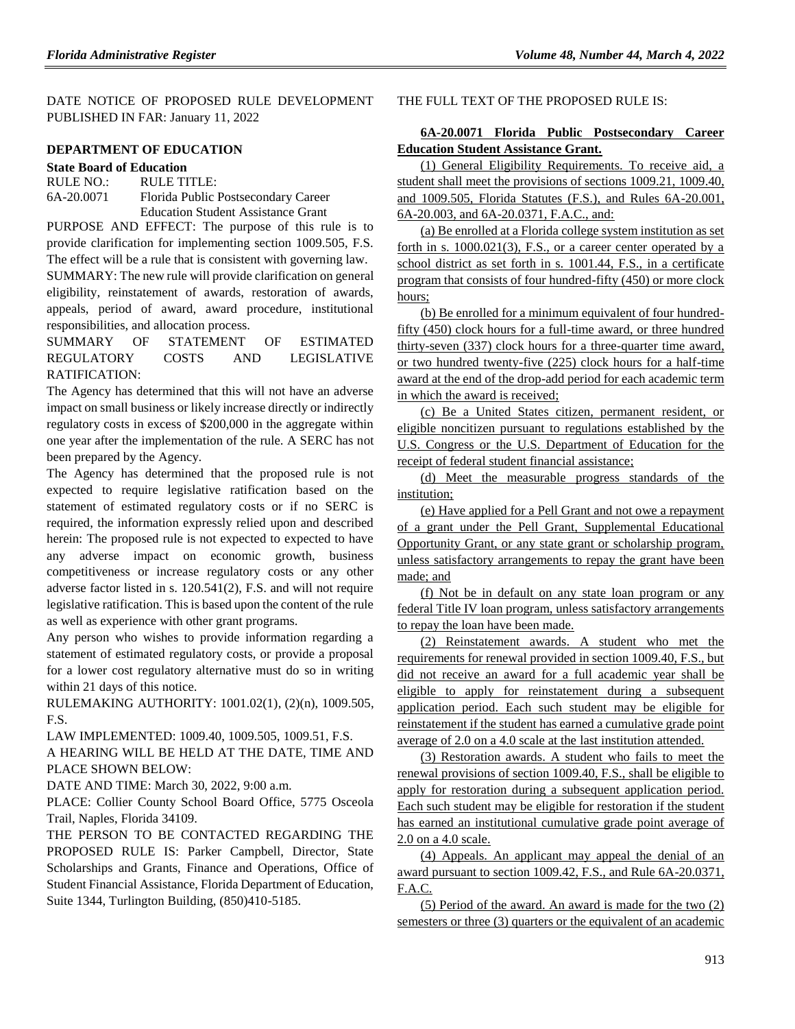DATE NOTICE OF PROPOSED RULE DEVELOPMENT PUBLISHED IN FAR: January 11, 2022

**DEPARTMENT OF EDUCATION**

**State Board of Education**

RULE NO.: RULE TITLE:

6A-20.0071 Florida Public Postsecondary Career Education Student Assistance Grant

PURPOSE AND EFFECT: The purpose of this rule is to provide clarification for implementing section 1009.505, F.S. The effect will be a rule that is consistent with governing law.

SUMMARY: The new rule will provide clarification on general eligibility, reinstatement of awards, restoration of awards, appeals, period of award, award procedure, institutional responsibilities, and allocation process.

SUMMARY OF STATEMENT OF ESTIMATED REGULATORY COSTS AND LEGISLATIVE RATIFICATION:

The Agency has determined that this will not have an adverse impact on small business or likely increase directly or indirectly regulatory costs in excess of $200,000 in the aggregate within one year after the implementation of the rule. A SERC has not been prepared by the Agency.

The Agency has determined that the proposed rule is not expected to require legislative ratification based on the statement of estimated regulatory costs or if no SERC is required, the information expressly relied upon and described herein: The proposed rule is not expected to expected to have any adverse impact on economic growth, business competitiveness or increase regulatory costs or any other adverse factor listed in s. 120.541(2), F.S. and will not require legislative ratification. This is based upon the content of the rule as well as experience with other grant programs.

Any person who wishes to provide information regarding a statement of estimated regulatory costs, or provide a proposal for a lower cost regulatory alternative must do so in writing within 21 days of this notice.

RULEMAKING AUTHORITY: 1001.02(1), (2)(n), 1009.505, F.S.

LAW IMPLEMENTED: 1009.40, 1009.505, 1009.51, F.S.

A HEARING WILL BE HELD AT THE DATE, TIME AND PLACE SHOWN BELOW:

DATE AND TIME: March 30, 2022, 9:00 a.m.

PLACE: Collier County School Board Office, 5775 Osceola Trail, Naples, Florida 34109.

THE PERSON TO BE CONTACTED REGARDING THE PROPOSED RULE IS: Parker Campbell, Director, State Scholarships and Grants, Finance and Operations, Office of Student Financial Assistance, Florida Department of Education, Suite 1344, Turlington Building, (850)410-5185.

THE FULL TEXT OF THE PROPOSED RULE IS:

**6A-20.0071 Florida Public Postsecondary Career Education Student Assistance Grant.**

(1) General Eligibility Requirements. To receive aid, a student shall meet the provisions of sections 1009.21, 1009.40, and 1009.505, Florida Statutes (F.S.), and Rules 6A-20.001, 6A-20.003, and 6A-20.0371, F.A.C., and:

(a) Be enrolled at a Florida college system institution as set forth in s. 1000.021(3), F.S., or a career center operated by a school district as set forth in s. 1001.44, F.S., in a certificate program that consists of four hundred-fifty (450) or more clock hours;

(b) Be enrolled for a minimum equivalent of four hundred-fifty (450) clock hours for a full-time award, or three hundred thirty-seven (337) clock hours for a three-quarter time award, or two hundred twenty-five (225) clock hours for a half-time award at the end of the drop-add period for each academic term in which the award is received;

(c) Be a United States citizen, permanent resident, or eligible noncitizen pursuant to regulations established by the U.S. Congress or the U.S. Department of Education for the receipt of federal student financial assistance;

(d) Meet the measurable progress standards of the institution;

(e) Have applied for a Pell Grant and not owe a repayment of a grant under the Pell Grant, Supplemental Educational Opportunity Grant, or any state grant or scholarship program, unless satisfactory arrangements to repay the grant have been made; and

(f) Not be in default on any state loan program or any federal Title IV loan program, unless satisfactory arrangements to repay the loan have been made.

(2) Reinstatement awards. A student who met the requirements for renewal provided in section 1009.40, F.S., but did not receive an award for a full academic year shall be eligible to apply for reinstatement during a subsequent application period. Each such student may be eligible for reinstatement if the student has earned a cumulative grade point average of 2.0 on a 4.0 scale at the last institution attended.

(3) Restoration awards. A student who fails to meet the renewal provisions of section 1009.40, F.S., shall be eligible to apply for restoration during a subsequent application period. Each such student may be eligible for restoration if the student has earned an institutional cumulative grade point average of 2.0 on a 4.0 scale.

(4) Appeals. An applicant may appeal the denial of an award pursuant to section 1009.42, F.S., and Rule 6A-20.0371, F.A.C.

(5) Period of the award. An award is made for the two (2) semesters or three (3) quarters or the equivalent of an academic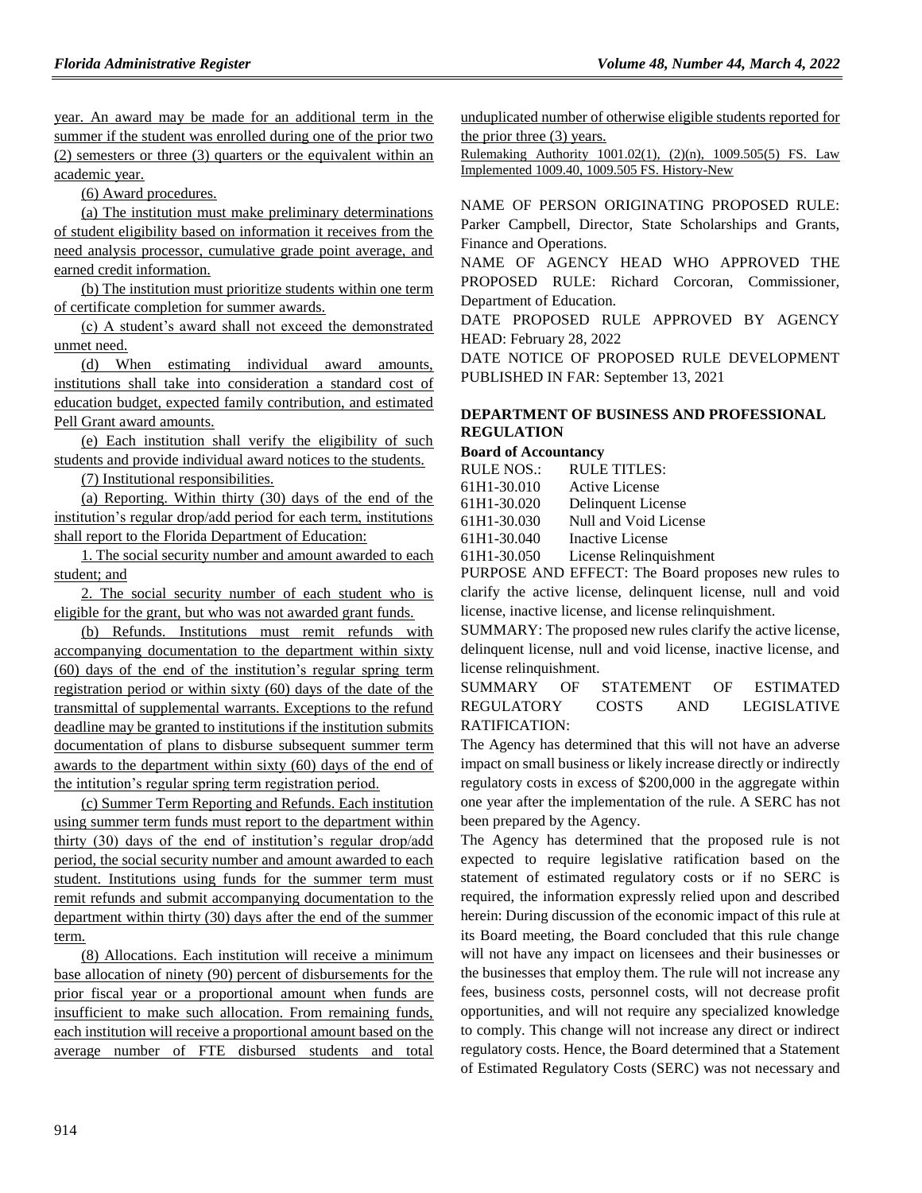year. An award may be made for an additional term in the summer if the student was enrolled during one of the prior two (2) semesters or three (3) quarters or the equivalent within an academic year.

(6) Award procedures.

(a) The institution must make preliminary determinations of student eligibility based on information it receives from the need analysis processor, cumulative grade point average, and earned credit information.

(b) The institution must prioritize students within one term of certificate completion for summer awards.

(c) A student's award shall not exceed the demonstrated unmet need.

(d) When estimating individual award amounts, institutions shall take into consideration a standard cost of education budget, expected family contribution, and estimated Pell Grant award amounts.

(e) Each institution shall verify the eligibility of such students and provide individual award notices to the students.

(7) Institutional responsibilities.

(a) Reporting. Within thirty (30) days of the end of the institution's regular drop/add period for each term, institutions shall report to the Florida Department of Education:

1. The social security number and amount awarded to each student; and

2. The social security number of each student who is eligible for the grant, but who was not awarded grant funds.

(b) Refunds. Institutions must remit refunds with accompanying documentation to the department within sixty (60) days of the end of the institution's regular spring term registration period or within sixty (60) days of the date of the transmittal of supplemental warrants. Exceptions to the refund deadline may be granted to institutions if the institution submits documentation of plans to disburse subsequent summer term awards to the department within sixty (60) days of the end of the intitution's regular spring term registration period.

(c) Summer Term Reporting and Refunds. Each institution using summer term funds must report to the department within thirty (30) days of the end of institution's regular drop/add period, the social security number and amount awarded to each student. Institutions using funds for the summer term must remit refunds and submit accompanying documentation to the department within thirty (30) days after the end of the summer term.

(8) Allocations. Each institution will receive a minimum base allocation of ninety (90) percent of disbursements for the prior fiscal year or a proportional amount when funds are insufficient to make such allocation. From remaining funds, each institution will receive a proportional amount based on the average number of FTE disbursed students and total unduplicated number of otherwise eligible students reported for the prior three (3) years.

Rulemaking Authority 1001.02(1), (2)(n), 1009.505(5) FS. Law Implemented 1009.40, 1009.505 FS. History–New

NAME OF PERSON ORIGINATING PROPOSED RULE: Parker Campbell, Director, State Scholarships and Grants, Finance and Operations.

NAME OF AGENCY HEAD WHO APPROVED THE PROPOSED RULE: Richard Corcoran, Commissioner, Department of Education.

DATE PROPOSED RULE APPROVED BY AGENCY HEAD: February 28, 2022

DATE NOTICE OF PROPOSED RULE DEVELOPMENT PUBLISHED IN FAR: September 13, 2021

## DEPARTMENT OF BUSINESS AND PROFESSIONAL REGULATION

### Board of Accountancy

| RULE NOS.: | RULE TITLES: |
|---|---|
| 61H1-30.010 | Active License |
| 61H1-30.020 | Delinquent License |
| 61H1-30.030 | Null and Void License |
| 61H1-30.040 | Inactive License |
| 61H1-30.050 | License Relinquishment |

PURPOSE AND EFFECT: The Board proposes new rules to clarify the active license, delinquent license, null and void license, inactive license, and license relinquishment.

SUMMARY: The proposed new rules clarify the active license, delinquent license, null and void license, inactive license, and license relinquishment.

SUMMARY OF STATEMENT OF ESTIMATED REGULATORY COSTS AND LEGISLATIVE RATIFICATION:

The Agency has determined that this will not have an adverse impact on small business or likely increase directly or indirectly regulatory costs in excess of $200,000 in the aggregate within one year after the implementation of the rule. A SERC has not been prepared by the Agency.

The Agency has determined that the proposed rule is not expected to require legislative ratification based on the statement of estimated regulatory costs or if no SERC is required, the information expressly relied upon and described herein: During discussion of the economic impact of this rule at its Board meeting, the Board concluded that this rule change will not have any impact on licensees and their businesses or the businesses that employ them. The rule will not increase any fees, business costs, personnel costs, will not decrease profit opportunities, and will not require any specialized knowledge to comply. This change will not increase any direct or indirect regulatory costs. Hence, the Board determined that a Statement of Estimated Regulatory Costs (SERC) was not necessary and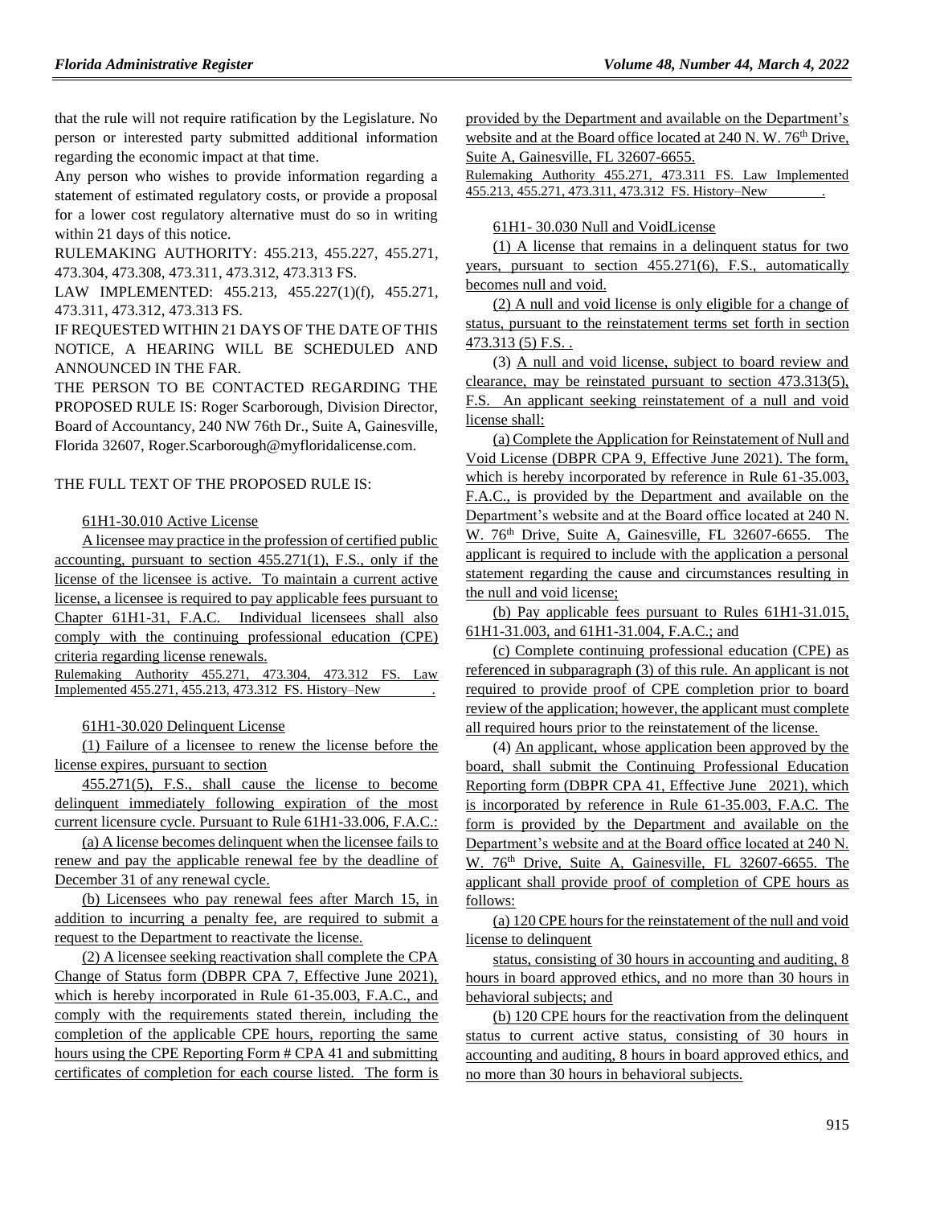that the rule will not require ratification by the Legislature. No person or interested party submitted additional information regarding the economic impact at that time.

Any person who wishes to provide information regarding a statement of estimated regulatory costs, or provide a proposal for a lower cost regulatory alternative must do so in writing within 21 days of this notice.

RULEMAKING AUTHORITY: 455.213, 455.227, 455.271, 473.304, 473.308, 473.311, 473.312, 473.313 FS.

LAW IMPLEMENTED: 455.213, 455.227(1)(f), 455.271, 473.311, 473.312, 473.313 FS.

IF REQUESTED WITHIN 21 DAYS OF THE DATE OF THIS NOTICE, A HEARING WILL BE SCHEDULED AND ANNOUNCED IN THE FAR.

THE PERSON TO BE CONTACTED REGARDING THE PROPOSED RULE IS: Roger Scarborough, Division Director, Board of Accountancy, 240 NW 76th Dr., Suite A, Gainesville, Florida 32607, Roger.Scarborough@myfloridalicense.com.

THE FULL TEXT OF THE PROPOSED RULE IS:

61H1-30.010 Active License

A licensee may practice in the profession of certified public accounting, pursuant to section 455.271(1), F.S., only if the license of the licensee is active. To maintain a current active license, a licensee is required to pay applicable fees pursuant to Chapter 61H1-31, F.A.C. Individual licensees shall also comply with the continuing professional education (CPE) criteria regarding license renewals.

Rulemaking Authority 455.271, 473.304, 473.312 FS. Law Implemented 455.271, 455.213, 473.312 FS. History–New .

61H1-30.020 Delinquent License

(1) Failure of a licensee to renew the license before the license expires, pursuant to section 455.271(5), F.S., shall cause the license to become delinquent immediately following expiration of the most current licensure cycle. Pursuant to Rule 61H1-33.006, F.A.C.:

(a) A license becomes delinquent when the licensee fails to renew and pay the applicable renewal fee by the deadline of December 31 of any renewal cycle.

(b) Licensees who pay renewal fees after March 15, in addition to incurring a penalty fee, are required to submit a request to the Department to reactivate the license.

(2) A licensee seeking reactivation shall complete the CPA Change of Status form (DBPR CPA 7, Effective June 2021), which is hereby incorporated in Rule 61-35.003, F.A.C., and comply with the requirements stated therein, including the completion of the applicable CPE hours, reporting the same hours using the CPE Reporting Form # CPA 41 and submitting certificates of completion for each course listed. The form is provided by the Department and available on the Department's website and at the Board office located at 240 N. W. 76th Drive, Suite A, Gainesville, FL 32607-6655.

Rulemaking Authority 455.271, 473.311 FS. Law Implemented 455.213, 455.271, 473.311, 473.312 FS. History–New .

61H1- 30.030 Null and VoidLicense

(1) A license that remains in a delinquent status for two years, pursuant to section 455.271(6), F.S., automatically becomes null and void.

(2) A null and void license is only eligible for a change of status, pursuant to the reinstatement terms set forth in section 473.313 (5) F.S. .

(3) A null and void license, subject to board review and clearance, may be reinstated pursuant to section 473.313(5), F.S. An applicant seeking reinstatement of a null and void license shall:

(a) Complete the Application for Reinstatement of Null and Void License (DBPR CPA 9, Effective June 2021). The form, which is hereby incorporated by reference in Rule 61-35.003, F.A.C., is provided by the Department and available on the Department's website and at the Board office located at 240 N. W. 76th Drive, Suite A, Gainesville, FL 32607-6655. The applicant is required to include with the application a personal statement regarding the cause and circumstances resulting in the null and void license;

(b) Pay applicable fees pursuant to Rules 61H1-31.015, 61H1-31.003, and 61H1-31.004, F.A.C.; and

(c) Complete continuing professional education (CPE) as referenced in subparagraph (3) of this rule. An applicant is not required to provide proof of CPE completion prior to board review of the application; however, the applicant must complete all required hours prior to the reinstatement of the license.

(4) An applicant, whose application been approved by the board, shall submit the Continuing Professional Education Reporting form (DBPR CPA 41, Effective June 2021), which is incorporated by reference in Rule 61-35.003, F.A.C. The form is provided by the Department and available on the Department's website and at the Board office located at 240 N. W. 76th Drive, Suite A, Gainesville, FL 32607-6655. The applicant shall provide proof of completion of CPE hours as follows:

(a) 120 CPE hours for the reinstatement of the null and void license to delinquent status, consisting of 30 hours in accounting and auditing, 8 hours in board approved ethics, and no more than 30 hours in behavioral subjects; and

(b) 120 CPE hours for the reactivation from the delinquent status to current active status, consisting of 30 hours in accounting and auditing, 8 hours in board approved ethics, and no more than 30 hours in behavioral subjects.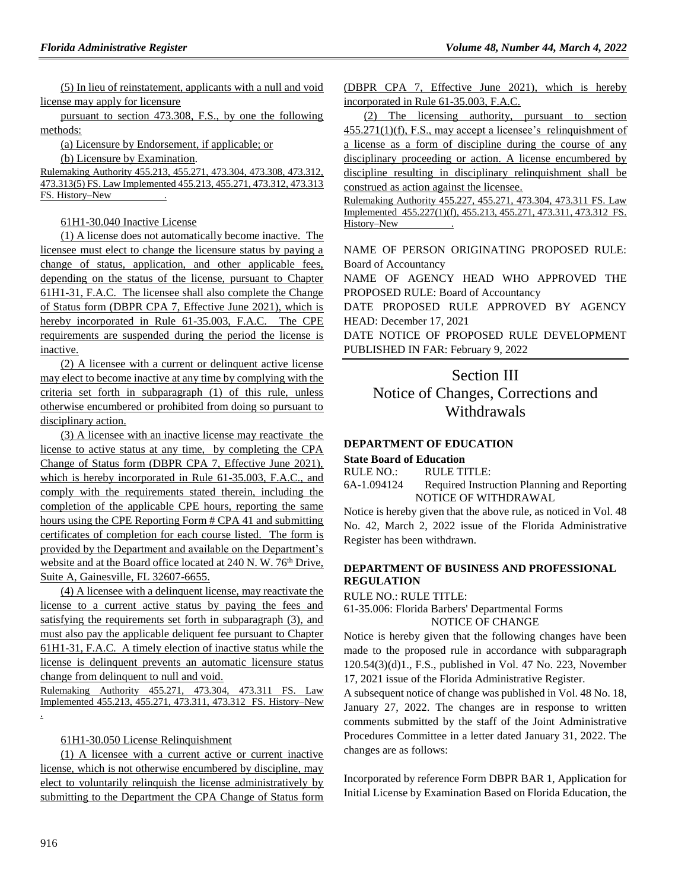(5) In lieu of reinstatement, applicants with a null and void license may apply for licensure

pursuant to section 473.308, F.S., by one the following methods:

(a) Licensure by Endorsement, if applicable; or

(b) Licensure by Examination.

Rulemaking Authority 455.213, 455.271, 473.304, 473.308, 473.312, 473.313(5) FS. Law Implemented 455.213, 455.271, 473.312, 473.313 FS. History–New ________.

61H1-30.040 Inactive License

(1) A license does not automatically become inactive. The licensee must elect to change the licensure status by paying a change of status, application, and other applicable fees, depending on the status of the license, pursuant to Chapter 61H1-31, F.A.C. The licensee shall also complete the Change of Status form (DBPR CPA 7, Effective June 2021), which is hereby incorporated in Rule 61-35.003, F.A.C. The CPE requirements are suspended during the period the license is inactive.

(2) A licensee with a current or delinquent active license may elect to become inactive at any time by complying with the criteria set forth in subparagraph (1) of this rule, unless otherwise encumbered or prohibited from doing so pursuant to disciplinary action.

(3) A licensee with an inactive license may reactivate the license to active status at any time, by completing the CPA Change of Status form (DBPR CPA 7, Effective June 2021), which is hereby incorporated in Rule 61-35.003, F.A.C., and comply with the requirements stated therein, including the completion of the applicable CPE hours, reporting the same hours using the CPE Reporting Form # CPA 41 and submitting certificates of completion for each course listed. The form is provided by the Department and available on the Department's website and at the Board office located at 240 N. W. 76th Drive, Suite A, Gainesville, FL 32607-6655.

(4) A licensee with a delinquent license, may reactivate the license to a current active status by paying the fees and satisfying the requirements set forth in subparagraph (3), and must also pay the applicable deliquent fee pursuant to Chapter 61H1-31, F.A.C. A timely election of inactive status while the license is delinquent prevents an automatic licensure status change from delinquent to null and void.

Rulemaking Authority 455.271, 473.304, 473.311 FS. Law Implemented 455.213, 455.271, 473.311, 473.312 FS. History–New .

61H1-30.050 License Relinquishment

(1) A licensee with a current active or current inactive license, which is not otherwise encumbered by discipline, may elect to voluntarily relinquish the license administratively by submitting to the Department the CPA Change of Status form (DBPR CPA 7, Effective June 2021), which is hereby incorporated in Rule 61-35.003, F.A.C.

(2) The licensing authority, pursuant to section 455.271(1)(f), F.S., may accept a licensee's relinquishment of a license as a form of discipline during the course of any disciplinary proceeding or action. A license encumbered by discipline resulting in disciplinary relinquishment shall be construed as action against the licensee.

Rulemaking Authority 455.227, 455.271, 473.304, 473.311 FS. Law Implemented 455.227(1)(f), 455.213, 455.271, 473.311, 473.312 FS. History–New ________.

NAME OF PERSON ORIGINATING PROPOSED RULE: Board of Accountancy

NAME OF AGENCY HEAD WHO APPROVED THE PROPOSED RULE: Board of Accountancy

DATE PROPOSED RULE APPROVED BY AGENCY HEAD: December 17, 2021

DATE NOTICE OF PROPOSED RULE DEVELOPMENT PUBLISHED IN FAR: February 9, 2022

# Section III
# Notice of Changes, Corrections and Withdrawals

### DEPARTMENT OF EDUCATION

**State Board of Education**

RULE NO.: RULE TITLE:

6A-1.094124 Required Instruction Planning and Reporting

NOTICE OF WITHDRAWAL

Notice is hereby given that the above rule, as noticed in Vol. 48 No. 42, March 2, 2022 issue of the Florida Administrative Register has been withdrawn.

### DEPARTMENT OF BUSINESS AND PROFESSIONAL REGULATION

RULE NO.: RULE TITLE:

61-35.006: Florida Barbers' Departmental Forms

NOTICE OF CHANGE

Notice is hereby given that the following changes have been made to the proposed rule in accordance with subparagraph 120.54(3)(d)1., F.S., published in Vol. 47 No. 223, November 17, 2021 issue of the Florida Administrative Register.

A subsequent notice of change was published in Vol. 48 No. 18, January 27, 2022. The changes are in response to written comments submitted by the staff of the Joint Administrative Procedures Committee in a letter dated January 31, 2022. The changes are as follows:

Incorporated by reference Form DBPR BAR 1, Application for Initial License by Examination Based on Florida Education, the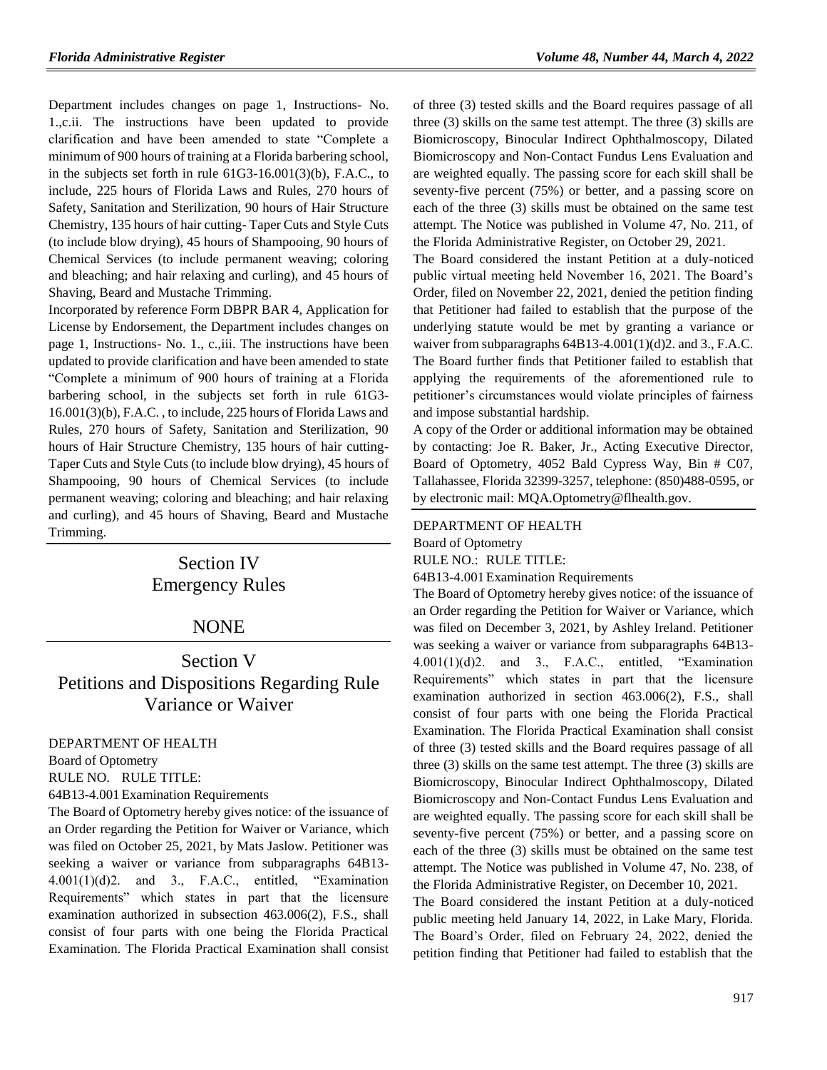Department includes changes on page 1, Instructions- No. 1.,c.ii. The instructions have been updated to provide clarification and have been amended to state "Complete a minimum of 900 hours of training at a Florida barbering school, in the subjects set forth in rule 61G3-16.001(3)(b), F.A.C., to include, 225 hours of Florida Laws and Rules, 270 hours of Safety, Sanitation and Sterilization, 90 hours of Hair Structure Chemistry, 135 hours of hair cutting- Taper Cuts and Style Cuts (to include blow drying), 45 hours of Shampooing, 90 hours of Chemical Services (to include permanent weaving; coloring and bleaching; and hair relaxing and curling), and 45 hours of Shaving, Beard and Mustache Trimming.

Incorporated by reference Form DBPR BAR 4, Application for License by Endorsement, the Department includes changes on page 1, Instructions- No. 1., c.,iii. The instructions have been updated to provide clarification and have been amended to state "Complete a minimum of 900 hours of training at a Florida barbering school, in the subjects set forth in rule 61G3-16.001(3)(b), F.A.C. , to include, 225 hours of Florida Laws and Rules, 270 hours of Safety, Sanitation and Sterilization, 90 hours of Hair Structure Chemistry, 135 hours of hair cutting-Taper Cuts and Style Cuts (to include blow drying), 45 hours of Shampooing, 90 hours of Chemical Services (to include permanent weaving; coloring and bleaching; and hair relaxing and curling), and 45 hours of Shaving, Beard and Mustache Trimming.

# Section IV Emergency Rules

## NONE

# Section V Petitions and Dispositions Regarding Rule Variance or Waiver

DEPARTMENT OF HEALTH

Board of Optometry

RULE NO. RULE TITLE:

64B13-4.001 Examination Requirements

The Board of Optometry hereby gives notice: of the issuance of an Order regarding the Petition for Waiver or Variance, which was filed on October 25, 2021, by Mats Jaslow. Petitioner was seeking a waiver or variance from subparagraphs 64B13-4.001(1)(d)2. and 3., F.A.C., entitled, "Examination Requirements" which states in part that the licensure examination authorized in subsection 463.006(2), F.S., shall consist of four parts with one being the Florida Practical Examination. The Florida Practical Examination shall consist of three (3) tested skills and the Board requires passage of all three (3) skills on the same test attempt. The three (3) skills are Biomicroscopy, Binocular Indirect Ophthalmoscopy, Dilated Biomicroscopy and Non-Contact Fundus Lens Evaluation and are weighted equally. The passing score for each skill shall be seventy-five percent (75%) or better, and a passing score on each of the three (3) skills must be obtained on the same test attempt. The Notice was published in Volume 47, No. 211, of the Florida Administrative Register, on October 29, 2021.

The Board considered the instant Petition at a duly-noticed public virtual meeting held November 16, 2021. The Board's Order, filed on November 22, 2021, denied the petition finding that Petitioner had failed to establish that the purpose of the underlying statute would be met by granting a variance or waiver from subparagraphs 64B13-4.001(1)(d)2. and 3., F.A.C. The Board further finds that Petitioner failed to establish that applying the requirements of the aforementioned rule to petitioner's circumstances would violate principles of fairness and impose substantial hardship.

A copy of the Order or additional information may be obtained by contacting: Joe R. Baker, Jr., Acting Executive Director, Board of Optometry, 4052 Bald Cypress Way, Bin # C07, Tallahassee, Florida 32399-3257, telephone: (850)488-0595, or by electronic mail: MQA.Optometry@flhealth.gov.

DEPARTMENT OF HEALTH

Board of Optometry

RULE NO.: RULE TITLE:

64B13-4.001 Examination Requirements

The Board of Optometry hereby gives notice: of the issuance of an Order regarding the Petition for Waiver or Variance, which was filed on December 3, 2021, by Ashley Ireland. Petitioner was seeking a waiver or variance from subparagraphs 64B13-4.001(1)(d)2. and 3., F.A.C., entitled, "Examination Requirements" which states in part that the licensure examination authorized in section 463.006(2), F.S., shall consist of four parts with one being the Florida Practical Examination. The Florida Practical Examination shall consist of three (3) tested skills and the Board requires passage of all three (3) skills on the same test attempt. The three (3) skills are Biomicroscopy, Binocular Indirect Ophthalmoscopy, Dilated Biomicroscopy and Non-Contact Fundus Lens Evaluation and are weighted equally. The passing score for each skill shall be seventy-five percent (75%) or better, and a passing score on each of the three (3) skills must be obtained on the same test attempt. The Notice was published in Volume 47, No. 238, of the Florida Administrative Register, on December 10, 2021.

The Board considered the instant Petition at a duly-noticed public meeting held January 14, 2022, in Lake Mary, Florida. The Board's Order, filed on February 24, 2022, denied the petition finding that Petitioner had failed to establish that the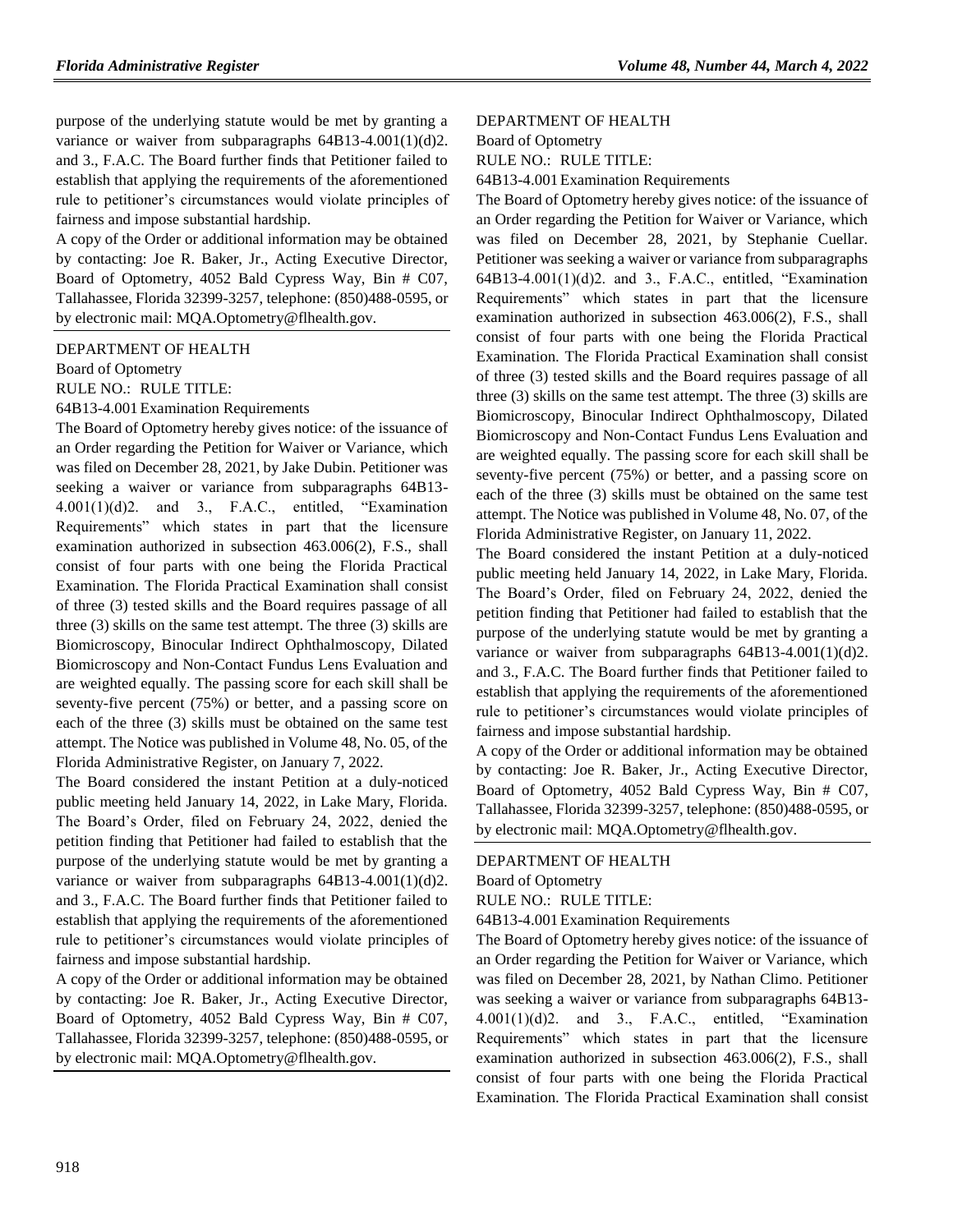purpose of the underlying statute would be met by granting a variance or waiver from subparagraphs 64B13-4.001(1)(d)2. and 3., F.A.C. The Board further finds that Petitioner failed to establish that applying the requirements of the aforementioned rule to petitioner's circumstances would violate principles of fairness and impose substantial hardship.

A copy of the Order or additional information may be obtained by contacting: Joe R. Baker, Jr., Acting Executive Director, Board of Optometry, 4052 Bald Cypress Way, Bin # C07, Tallahassee, Florida 32399-3257, telephone: (850)488-0595, or by electronic mail: MQA.Optometry@flhealth.gov.

DEPARTMENT OF HEALTH

Board of Optometry

RULE NO.: RULE TITLE:

64B13-4.001 Examination Requirements

The Board of Optometry hereby gives notice: of the issuance of an Order regarding the Petition for Waiver or Variance, which was filed on December 28, 2021, by Jake Dubin. Petitioner was seeking a waiver or variance from subparagraphs 64B13-4.001(1)(d)2. and 3., F.A.C., entitled, "Examination Requirements" which states in part that the licensure examination authorized in subsection 463.006(2), F.S., shall consist of four parts with one being the Florida Practical Examination. The Florida Practical Examination shall consist of three (3) tested skills and the Board requires passage of all three (3) skills on the same test attempt. The three (3) skills are Biomicroscopy, Binocular Indirect Ophthalmoscopy, Dilated Biomicroscopy and Non-Contact Fundus Lens Evaluation and are weighted equally. The passing score for each skill shall be seventy-five percent (75%) or better, and a passing score on each of the three (3) skills must be obtained on the same test attempt. The Notice was published in Volume 48, No. 05, of the Florida Administrative Register, on January 7, 2022.

The Board considered the instant Petition at a duly-noticed public meeting held January 14, 2022, in Lake Mary, Florida. The Board's Order, filed on February 24, 2022, denied the petition finding that Petitioner had failed to establish that the purpose of the underlying statute would be met by granting a variance or waiver from subparagraphs 64B13-4.001(1)(d)2. and 3., F.A.C. The Board further finds that Petitioner failed to establish that applying the requirements of the aforementioned rule to petitioner's circumstances would violate principles of fairness and impose substantial hardship.

A copy of the Order or additional information may be obtained by contacting: Joe R. Baker, Jr., Acting Executive Director, Board of Optometry, 4052 Bald Cypress Way, Bin # C07, Tallahassee, Florida 32399-3257, telephone: (850)488-0595, or by electronic mail: MQA.Optometry@flhealth.gov.

DEPARTMENT OF HEALTH

Board of Optometry

RULE NO.: RULE TITLE:

64B13-4.001 Examination Requirements

The Board of Optometry hereby gives notice: of the issuance of an Order regarding the Petition for Waiver or Variance, which was filed on December 28, 2021, by Stephanie Cuellar. Petitioner was seeking a waiver or variance from subparagraphs 64B13-4.001(1)(d)2. and 3., F.A.C., entitled, "Examination Requirements" which states in part that the licensure examination authorized in subsection 463.006(2), F.S., shall consist of four parts with one being the Florida Practical Examination. The Florida Practical Examination shall consist of three (3) tested skills and the Board requires passage of all three (3) skills on the same test attempt. The three (3) skills are Biomicroscopy, Binocular Indirect Ophthalmoscopy, Dilated Biomicroscopy and Non-Contact Fundus Lens Evaluation and are weighted equally. The passing score for each skill shall be seventy-five percent (75%) or better, and a passing score on each of the three (3) skills must be obtained on the same test attempt. The Notice was published in Volume 48, No. 07, of the Florida Administrative Register, on January 11, 2022.

The Board considered the instant Petition at a duly-noticed public meeting held January 14, 2022, in Lake Mary, Florida. The Board's Order, filed on February 24, 2022, denied the petition finding that Petitioner had failed to establish that the purpose of the underlying statute would be met by granting a variance or waiver from subparagraphs 64B13-4.001(1)(d)2. and 3., F.A.C. The Board further finds that Petitioner failed to establish that applying the requirements of the aforementioned rule to petitioner's circumstances would violate principles of fairness and impose substantial hardship.

A copy of the Order or additional information may be obtained by contacting: Joe R. Baker, Jr., Acting Executive Director, Board of Optometry, 4052 Bald Cypress Way, Bin # C07, Tallahassee, Florida 32399-3257, telephone: (850)488-0595, or by electronic mail: MQA.Optometry@flhealth.gov.

DEPARTMENT OF HEALTH

Board of Optometry

RULE NO.: RULE TITLE:

64B13-4.001 Examination Requirements

The Board of Optometry hereby gives notice: of the issuance of an Order regarding the Petition for Waiver or Variance, which was filed on December 28, 2021, by Nathan Climo. Petitioner was seeking a waiver or variance from subparagraphs 64B13-4.001(1)(d)2. and 3., F.A.C., entitled, "Examination Requirements" which states in part that the licensure examination authorized in subsection 463.006(2), F.S., shall consist of four parts with one being the Florida Practical Examination. The Florida Practical Examination shall consist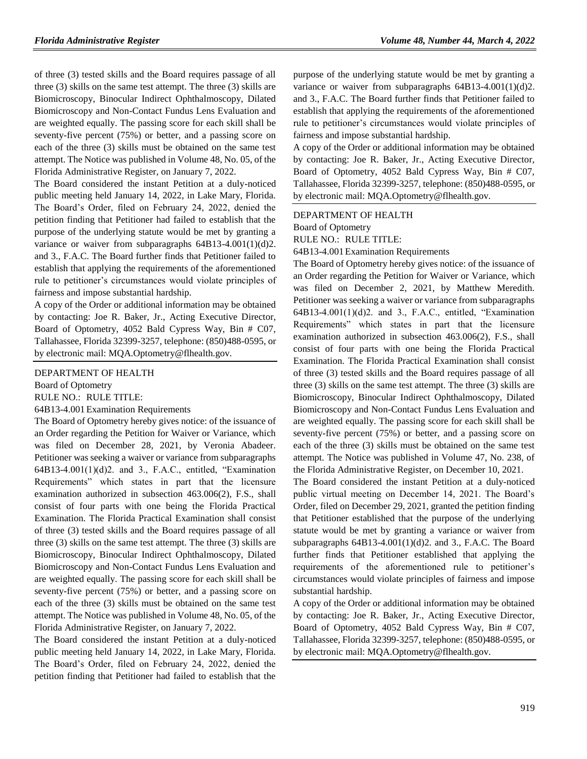of three (3) tested skills and the Board requires passage of all three (3) skills on the same test attempt. The three (3) skills are Biomicroscopy, Binocular Indirect Ophthalmoscopy, Dilated Biomicroscopy and Non-Contact Fundus Lens Evaluation and are weighted equally. The passing score for each skill shall be seventy-five percent (75%) or better, and a passing score on each of the three (3) skills must be obtained on the same test attempt. The Notice was published in Volume 48, No. 05, of the Florida Administrative Register, on January 7, 2022.

The Board considered the instant Petition at a duly-noticed public meeting held January 14, 2022, in Lake Mary, Florida. The Board's Order, filed on February 24, 2022, denied the petition finding that Petitioner had failed to establish that the purpose of the underlying statute would be met by granting a variance or waiver from subparagraphs 64B13-4.001(1)(d)2. and 3., F.A.C. The Board further finds that Petitioner failed to establish that applying the requirements of the aforementioned rule to petitioner's circumstances would violate principles of fairness and impose substantial hardship.

A copy of the Order or additional information may be obtained by contacting: Joe R. Baker, Jr., Acting Executive Director, Board of Optometry, 4052 Bald Cypress Way, Bin # C07, Tallahassee, Florida 32399-3257, telephone: (850)488-0595, or by electronic mail: MQA.Optometry@flhealth.gov.

---

DEPARTMENT OF HEALTH

Board of Optometry

RULE NO.: RULE TITLE:

64B13-4.001 Examination Requirements

The Board of Optometry hereby gives notice: of the issuance of an Order regarding the Petition for Waiver or Variance, which was filed on December 28, 2021, by Veronia Abadeer. Petitioner was seeking a waiver or variance from subparagraphs 64B13-4.001(1)(d)2. and 3., F.A.C., entitled, "Examination Requirements" which states in part that the licensure examination authorized in subsection 463.006(2), F.S., shall consist of four parts with one being the Florida Practical Examination. The Florida Practical Examination shall consist of three (3) tested skills and the Board requires passage of all three (3) skills on the same test attempt. The three (3) skills are Biomicroscopy, Binocular Indirect Ophthalmoscopy, Dilated Biomicroscopy and Non-Contact Fundus Lens Evaluation and are weighted equally. The passing score for each skill shall be seventy-five percent (75%) or better, and a passing score on each of the three (3) skills must be obtained on the same test attempt. The Notice was published in Volume 48, No. 05, of the Florida Administrative Register, on January 7, 2022.

The Board considered the instant Petition at a duly-noticed public meeting held January 14, 2022, in Lake Mary, Florida. The Board's Order, filed on February 24, 2022, denied the petition finding that Petitioner had failed to establish that the purpose of the underlying statute would be met by granting a variance or waiver from subparagraphs 64B13-4.001(1)(d)2. and 3., F.A.C. The Board further finds that Petitioner failed to establish that applying the requirements of the aforementioned rule to petitioner's circumstances would violate principles of fairness and impose substantial hardship.

A copy of the Order or additional information may be obtained by contacting: Joe R. Baker, Jr., Acting Executive Director, Board of Optometry, 4052 Bald Cypress Way, Bin # C07, Tallahassee, Florida 32399-3257, telephone: (850)488-0595, or by electronic mail: MQA.Optometry@flhealth.gov.

---

DEPARTMENT OF HEALTH

Board of Optometry

RULE NO.: RULE TITLE:

64B13-4.001 Examination Requirements

The Board of Optometry hereby gives notice: of the issuance of an Order regarding the Petition for Waiver or Variance, which was filed on December 2, 2021, by Matthew Meredith. Petitioner was seeking a waiver or variance from subparagraphs 64B13-4.001(1)(d)2. and 3., F.A.C., entitled, "Examination Requirements" which states in part that the licensure examination authorized in subsection 463.006(2), F.S., shall consist of four parts with one being the Florida Practical Examination. The Florida Practical Examination shall consist of three (3) tested skills and the Board requires passage of all three (3) skills on the same test attempt. The three (3) skills are Biomicroscopy, Binocular Indirect Ophthalmoscopy, Dilated Biomicroscopy and Non-Contact Fundus Lens Evaluation and are weighted equally. The passing score for each skill shall be seventy-five percent (75%) or better, and a passing score on each of the three (3) skills must be obtained on the same test attempt. The Notice was published in Volume 47, No. 238, of the Florida Administrative Register, on December 10, 2021.

The Board considered the instant Petition at a duly-noticed public virtual meeting on December 14, 2021. The Board's Order, filed on December 29, 2021, granted the petition finding that Petitioner established that the purpose of the underlying statute would be met by granting a variance or waiver from subparagraphs 64B13-4.001(1)(d)2. and 3., F.A.C. The Board further finds that Petitioner established that applying the requirements of the aforementioned rule to petitioner's circumstances would violate principles of fairness and impose substantial hardship.

A copy of the Order or additional information may be obtained by contacting: Joe R. Baker, Jr., Acting Executive Director, Board of Optometry, 4052 Bald Cypress Way, Bin # C07, Tallahassee, Florida 32399-3257, telephone: (850)488-0595, or by electronic mail: MQA.Optometry@flhealth.gov.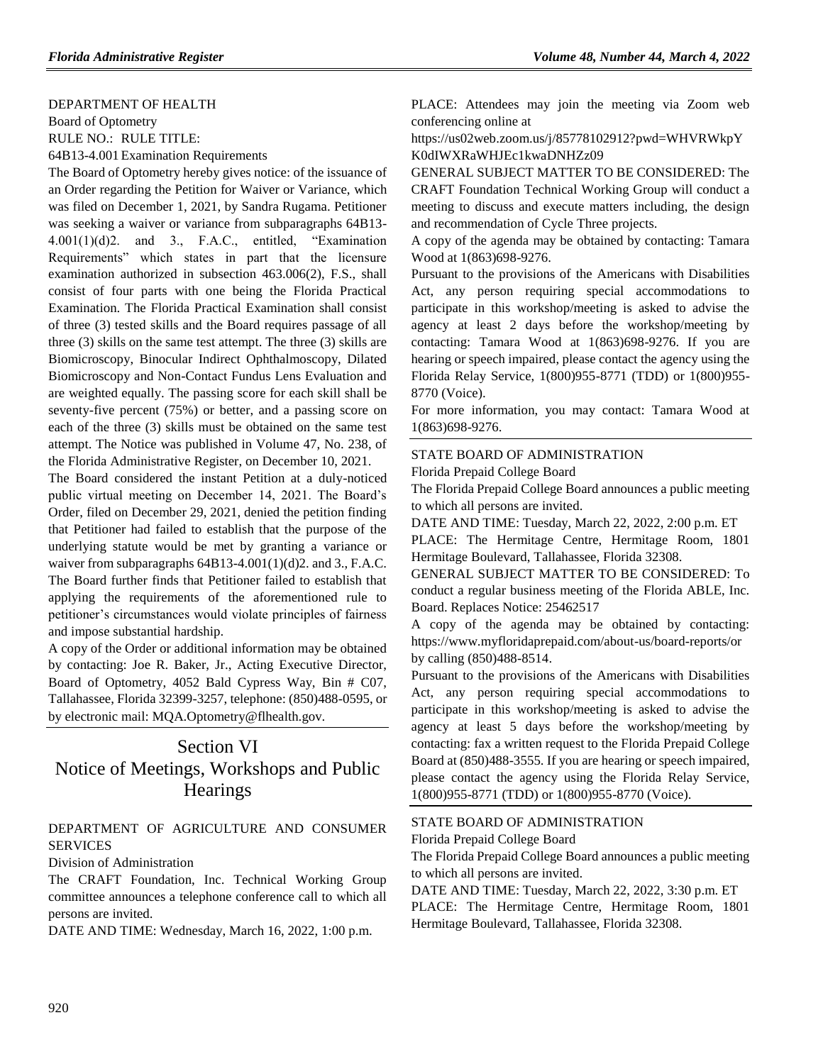DEPARTMENT OF HEALTH

Board of Optometry

RULE NO.: RULE TITLE:

64B13-4.001 Examination Requirements

The Board of Optometry hereby gives notice: of the issuance of an Order regarding the Petition for Waiver or Variance, which was filed on December 1, 2021, by Sandra Rugama. Petitioner was seeking a waiver or variance from subparagraphs 64B13-4.001(1)(d)2. and 3., F.A.C., entitled, "Examination Requirements" which states in part that the licensure examination authorized in subsection 463.006(2), F.S., shall consist of four parts with one being the Florida Practical Examination. The Florida Practical Examination shall consist of three (3) tested skills and the Board requires passage of all three (3) skills on the same test attempt. The three (3) skills are Biomicroscopy, Binocular Indirect Ophthalmoscopy, Dilated Biomicroscopy and Non-Contact Fundus Lens Evaluation and are weighted equally. The passing score for each skill shall be seventy-five percent (75%) or better, and a passing score on each of the three (3) skills must be obtained on the same test attempt. The Notice was published in Volume 47, No. 238, of the Florida Administrative Register, on December 10, 2021.

The Board considered the instant Petition at a duly-noticed public virtual meeting on December 14, 2021. The Board's Order, filed on December 29, 2021, denied the petition finding that Petitioner had failed to establish that the purpose of the underlying statute would be met by granting a variance or waiver from subparagraphs 64B13-4.001(1)(d)2. and 3., F.A.C. The Board further finds that Petitioner failed to establish that applying the requirements of the aforementioned rule to petitioner's circumstances would violate principles of fairness and impose substantial hardship.

A copy of the Order or additional information may be obtained by contacting: Joe R. Baker, Jr., Acting Executive Director, Board of Optometry, 4052 Bald Cypress Way, Bin # C07, Tallahassee, Florida 32399-3257, telephone: (850)488-0595, or by electronic mail: MQA.Optometry@flhealth.gov.

# Section VI
# Notice of Meetings, Workshops and Public Hearings

DEPARTMENT OF AGRICULTURE AND CONSUMER SERVICES

Division of Administration

The CRAFT Foundation, Inc. Technical Working Group committee announces a telephone conference call to which all persons are invited.

DATE AND TIME: Wednesday, March 16, 2022, 1:00 p.m.

PLACE: Attendees may join the meeting via Zoom web conferencing online at https://us02web.zoom.us/j/85778102912?pwd=WHVRWkpYK0dIWXRaWHJEc1kwaDNHZz09

GENERAL SUBJECT MATTER TO BE CONSIDERED: The CRAFT Foundation Technical Working Group will conduct a meeting to discuss and execute matters including, the design and recommendation of Cycle Three projects.

A copy of the agenda may be obtained by contacting: Tamara Wood at 1(863)698-9276.

Pursuant to the provisions of the Americans with Disabilities Act, any person requiring special accommodations to participate in this workshop/meeting is asked to advise the agency at least 2 days before the workshop/meeting by contacting: Tamara Wood at 1(863)698-9276. If you are hearing or speech impaired, please contact the agency using the Florida Relay Service, 1(800)955-8771 (TDD) or 1(800)955-8770 (Voice).

For more information, you may contact: Tamara Wood at 1(863)698-9276.

STATE BOARD OF ADMINISTRATION

Florida Prepaid College Board

The Florida Prepaid College Board announces a public meeting to which all persons are invited.

DATE AND TIME: Tuesday, March 22, 2022, 2:00 p.m. ET

PLACE: The Hermitage Centre, Hermitage Room, 1801 Hermitage Boulevard, Tallahassee, Florida 32308.

GENERAL SUBJECT MATTER TO BE CONSIDERED: To conduct a regular business meeting of the Florida ABLE, Inc. Board. Replaces Notice: 25462517

A copy of the agenda may be obtained by contacting: https://www.myfloridaprepaid.com/about-us/board-reports/or by calling (850)488-8514.

Pursuant to the provisions of the Americans with Disabilities Act, any person requiring special accommodations to participate in this workshop/meeting is asked to advise the agency at least 5 days before the workshop/meeting by contacting: fax a written request to the Florida Prepaid College Board at (850)488-3555. If you are hearing or speech impaired, please contact the agency using the Florida Relay Service, 1(800)955-8771 (TDD) or 1(800)955-8770 (Voice).

STATE BOARD OF ADMINISTRATION

Florida Prepaid College Board

The Florida Prepaid College Board announces a public meeting to which all persons are invited.

DATE AND TIME: Tuesday, March 22, 2022, 3:30 p.m. ET

PLACE: The Hermitage Centre, Hermitage Room, 1801 Hermitage Boulevard, Tallahassee, Florida 32308.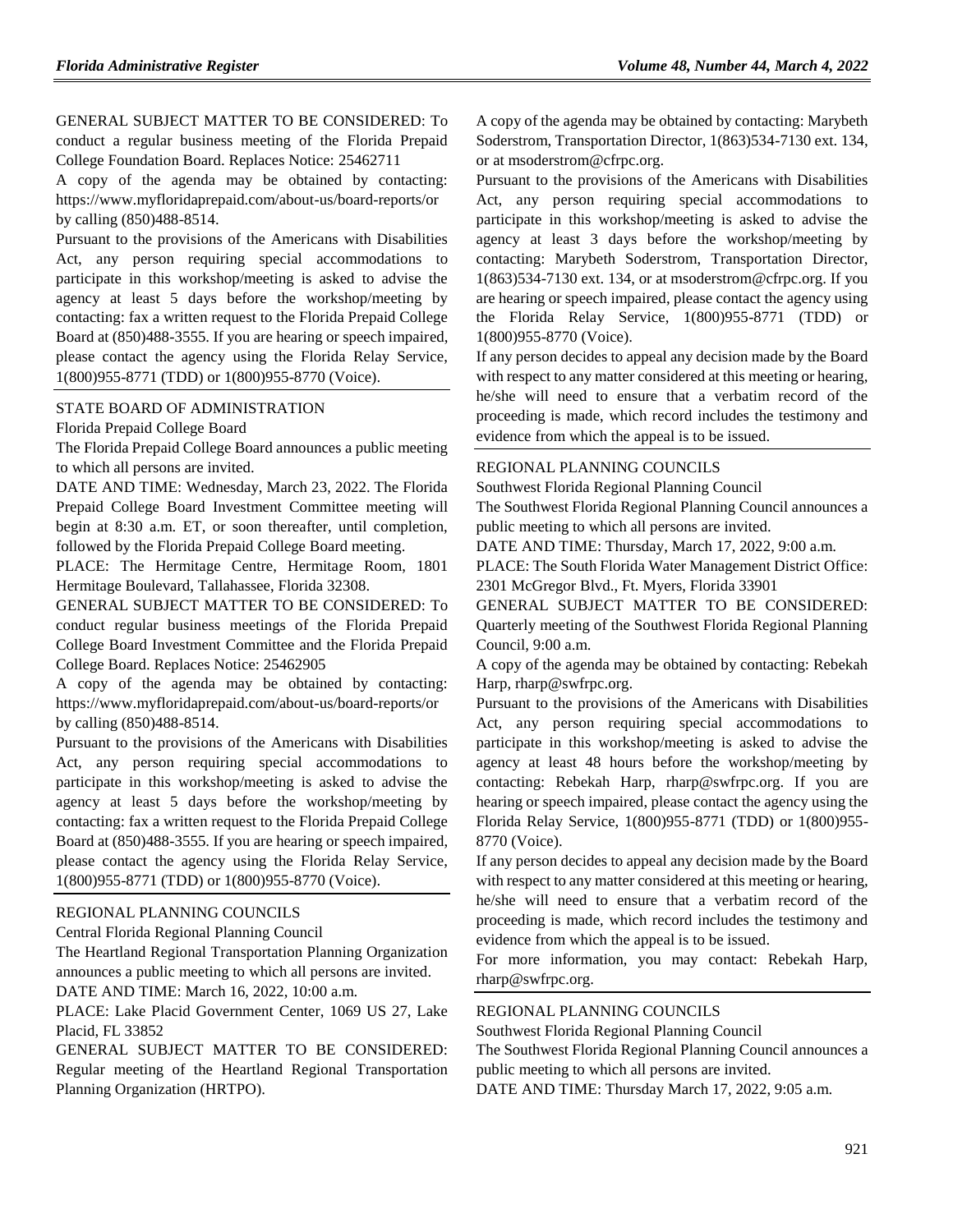GENERAL SUBJECT MATTER TO BE CONSIDERED: To conduct a regular business meeting of the Florida Prepaid College Foundation Board. Replaces Notice: 25462711

A copy of the agenda may be obtained by contacting: https://www.myfloridaprepaid.com/about-us/board-reports/or by calling (850)488-8514.

Pursuant to the provisions of the Americans with Disabilities Act, any person requiring special accommodations to participate in this workshop/meeting is asked to advise the agency at least 5 days before the workshop/meeting by contacting: fax a written request to the Florida Prepaid College Board at (850)488-3555. If you are hearing or speech impaired, please contact the agency using the Florida Relay Service, 1(800)955-8771 (TDD) or 1(800)955-8770 (Voice).

STATE BOARD OF ADMINISTRATION

Florida Prepaid College Board

The Florida Prepaid College Board announces a public meeting to which all persons are invited.

DATE AND TIME: Wednesday, March 23, 2022. The Florida Prepaid College Board Investment Committee meeting will begin at 8:30 a.m. ET, or soon thereafter, until completion, followed by the Florida Prepaid College Board meeting.

PLACE: The Hermitage Centre, Hermitage Room, 1801 Hermitage Boulevard, Tallahassee, Florida 32308.

GENERAL SUBJECT MATTER TO BE CONSIDERED: To conduct regular business meetings of the Florida Prepaid College Board Investment Committee and the Florida Prepaid College Board. Replaces Notice: 25462905

A copy of the agenda may be obtained by contacting: https://www.myfloridaprepaid.com/about-us/board-reports/or by calling (850)488-8514.

Pursuant to the provisions of the Americans with Disabilities Act, any person requiring special accommodations to participate in this workshop/meeting is asked to advise the agency at least 5 days before the workshop/meeting by contacting: fax a written request to the Florida Prepaid College Board at (850)488-3555. If you are hearing or speech impaired, please contact the agency using the Florida Relay Service, 1(800)955-8771 (TDD) or 1(800)955-8770 (Voice).

REGIONAL PLANNING COUNCILS

Central Florida Regional Planning Council

The Heartland Regional Transportation Planning Organization announces a public meeting to which all persons are invited.

DATE AND TIME: March 16, 2022, 10:00 a.m.

PLACE: Lake Placid Government Center, 1069 US 27, Lake Placid, FL 33852

GENERAL SUBJECT MATTER TO BE CONSIDERED: Regular meeting of the Heartland Regional Transportation Planning Organization (HRTPO).

A copy of the agenda may be obtained by contacting: Marybeth Soderstrom, Transportation Director, 1(863)534-7130 ext. 134, or at msoderstrom@cfrpc.org.

Pursuant to the provisions of the Americans with Disabilities Act, any person requiring special accommodations to participate in this workshop/meeting is asked to advise the agency at least 3 days before the workshop/meeting by contacting: Marybeth Soderstrom, Transportation Director, 1(863)534-7130 ext. 134, or at msoderstrom@cfrpc.org. If you are hearing or speech impaired, please contact the agency using the Florida Relay Service, 1(800)955-8771 (TDD) or 1(800)955-8770 (Voice).

If any person decides to appeal any decision made by the Board with respect to any matter considered at this meeting or hearing, he/she will need to ensure that a verbatim record of the proceeding is made, which record includes the testimony and evidence from which the appeal is to be issued.

REGIONAL PLANNING COUNCILS

Southwest Florida Regional Planning Council

The Southwest Florida Regional Planning Council announces a public meeting to which all persons are invited.

DATE AND TIME: Thursday, March 17, 2022, 9:00 a.m.

PLACE: The South Florida Water Management District Office: 2301 McGregor Blvd., Ft. Myers, Florida 33901

GENERAL SUBJECT MATTER TO BE CONSIDERED: Quarterly meeting of the Southwest Florida Regional Planning Council, 9:00 a.m.

A copy of the agenda may be obtained by contacting: Rebekah Harp, rharp@swfrpc.org.

Pursuant to the provisions of the Americans with Disabilities Act, any person requiring special accommodations to participate in this workshop/meeting is asked to advise the agency at least 48 hours before the workshop/meeting by contacting: Rebekah Harp, rharp@swfrpc.org. If you are hearing or speech impaired, please contact the agency using the Florida Relay Service, 1(800)955-8771 (TDD) or 1(800)955-8770 (Voice).

If any person decides to appeal any decision made by the Board with respect to any matter considered at this meeting or hearing, he/she will need to ensure that a verbatim record of the proceeding is made, which record includes the testimony and evidence from which the appeal is to be issued.

For more information, you may contact: Rebekah Harp, rharp@swfrpc.org.

REGIONAL PLANNING COUNCILS

Southwest Florida Regional Planning Council

The Southwest Florida Regional Planning Council announces a public meeting to which all persons are invited.

DATE AND TIME: Thursday March 17, 2022, 9:05 a.m.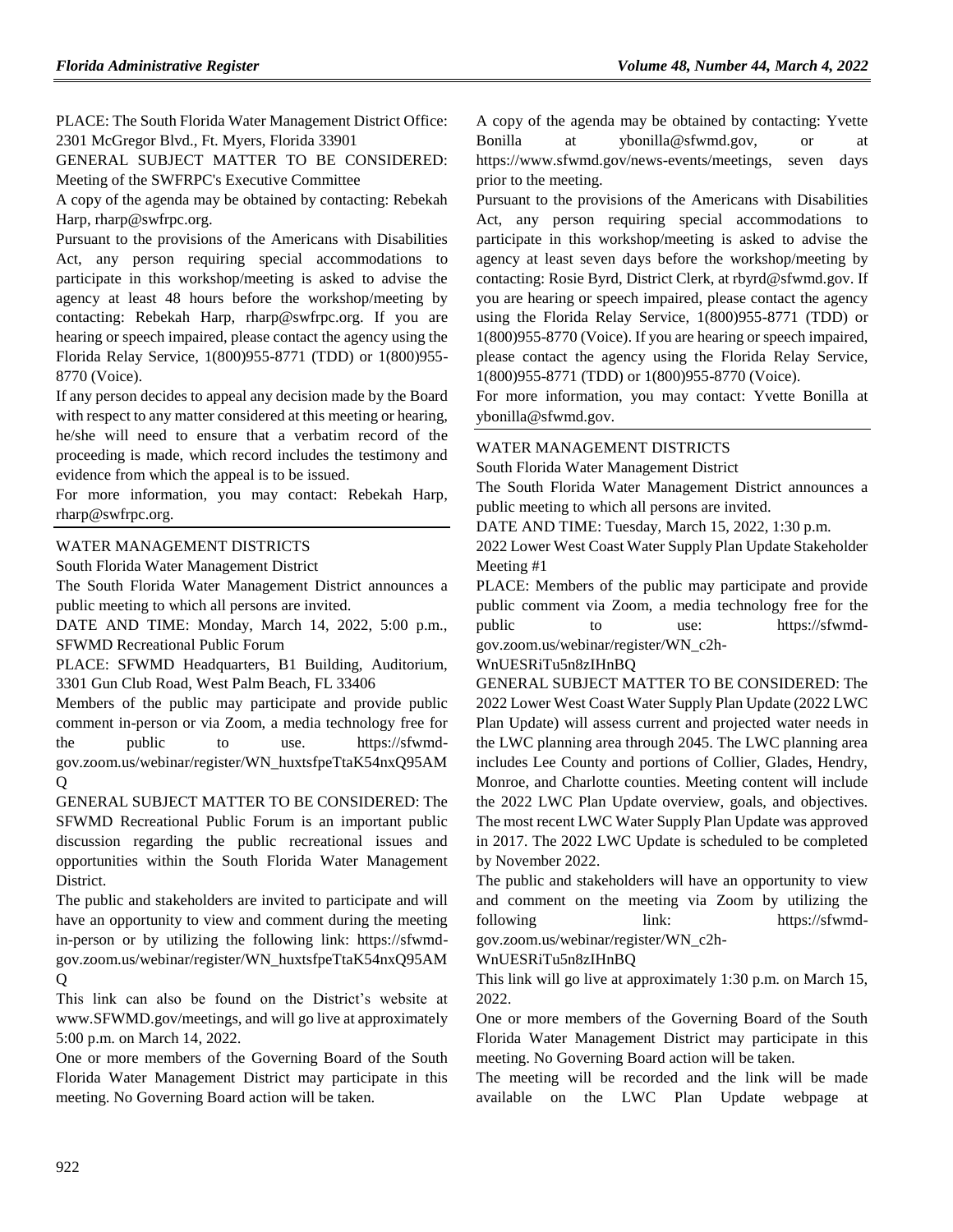PLACE: The South Florida Water Management District Office: 2301 McGregor Blvd., Ft. Myers, Florida 33901

GENERAL SUBJECT MATTER TO BE CONSIDERED: Meeting of the SWFRPC's Executive Committee

A copy of the agenda may be obtained by contacting: Rebekah Harp, rharp@swfrpc.org.

Pursuant to the provisions of the Americans with Disabilities Act, any person requiring special accommodations to participate in this workshop/meeting is asked to advise the agency at least 48 hours before the workshop/meeting by contacting: Rebekah Harp, rharp@swfrpc.org. If you are hearing or speech impaired, please contact the agency using the Florida Relay Service, 1(800)955-8771 (TDD) or 1(800)955-8770 (Voice).

If any person decides to appeal any decision made by the Board with respect to any matter considered at this meeting or hearing, he/she will need to ensure that a verbatim record of the proceeding is made, which record includes the testimony and evidence from which the appeal is to be issued.

For more information, you may contact: Rebekah Harp, rharp@swfrpc.org.

WATER MANAGEMENT DISTRICTS

South Florida Water Management District

The South Florida Water Management District announces a public meeting to which all persons are invited.

DATE AND TIME: Monday, March 14, 2022, 5:00 p.m., SFWMD Recreational Public Forum

PLACE: SFWMD Headquarters, B1 Building, Auditorium, 3301 Gun Club Road, West Palm Beach, FL 33406

Members of the public may participate and provide public comment in-person or via Zoom, a media technology free for the public to use. https://sfwmd-gov.zoom.us/webinar/register/WN_huxtsfpeTtaK54nxQ95AMQ

GENERAL SUBJECT MATTER TO BE CONSIDERED: The SFWMD Recreational Public Forum is an important public discussion regarding the public recreational issues and opportunities within the South Florida Water Management District.

The public and stakeholders are invited to participate and will have an opportunity to view and comment during the meeting in-person or by utilizing the following link: https://sfwmd-gov.zoom.us/webinar/register/WN_huxtsfpeTtaK54nxQ95AMQ

This link can also be found on the District's website at www.SFWMD.gov/meetings, and will go live at approximately 5:00 p.m. on March 14, 2022.

One or more members of the Governing Board of the South Florida Water Management District may participate in this meeting. No Governing Board action will be taken.

A copy of the agenda may be obtained by contacting: Yvette Bonilla at ybonilla@sfwmd.gov, or at https://www.sfwmd.gov/news-events/meetings, seven days prior to the meeting.

Pursuant to the provisions of the Americans with Disabilities Act, any person requiring special accommodations to participate in this workshop/meeting is asked to advise the agency at least seven days before the workshop/meeting by contacting: Rosie Byrd, District Clerk, at rbyrd@sfwmd.gov. If you are hearing or speech impaired, please contact the agency using the Florida Relay Service, 1(800)955-8771 (TDD) or 1(800)955-8770 (Voice). If you are hearing or speech impaired, please contact the agency using the Florida Relay Service, 1(800)955-8771 (TDD) or 1(800)955-8770 (Voice).

For more information, you may contact: Yvette Bonilla at ybonilla@sfwmd.gov.

WATER MANAGEMENT DISTRICTS

South Florida Water Management District

The South Florida Water Management District announces a public meeting to which all persons are invited.

DATE AND TIME: Tuesday, March 15, 2022, 1:30 p.m.

2022 Lower West Coast Water Supply Plan Update Stakeholder Meeting #1

PLACE: Members of the public may participate and provide public comment via Zoom, a media technology free for the public to use: https://sfwmd-gov.zoom.us/webinar/register/WN_c2h-WnUESRiTu5n8zIHnBQ

GENERAL SUBJECT MATTER TO BE CONSIDERED: The 2022 Lower West Coast Water Supply Plan Update (2022 LWC Plan Update) will assess current and projected water needs in the LWC planning area through 2045. The LWC planning area includes Lee County and portions of Collier, Glades, Hendry, Monroe, and Charlotte counties. Meeting content will include the 2022 LWC Plan Update overview, goals, and objectives. The most recent LWC Water Supply Plan Update was approved in 2017. The 2022 LWC Update is scheduled to be completed by November 2022.

The public and stakeholders will have an opportunity to view and comment on the meeting via Zoom by utilizing the following link: https://sfwmd-gov.zoom.us/webinar/register/WN_c2h-WnUESRiTu5n8zIHnBQ

This link will go live at approximately 1:30 p.m. on March 15, 2022.

One or more members of the Governing Board of the South Florida Water Management District may participate in this meeting. No Governing Board action will be taken.

The meeting will be recorded and the link will be made available on the LWC Plan Update webpage at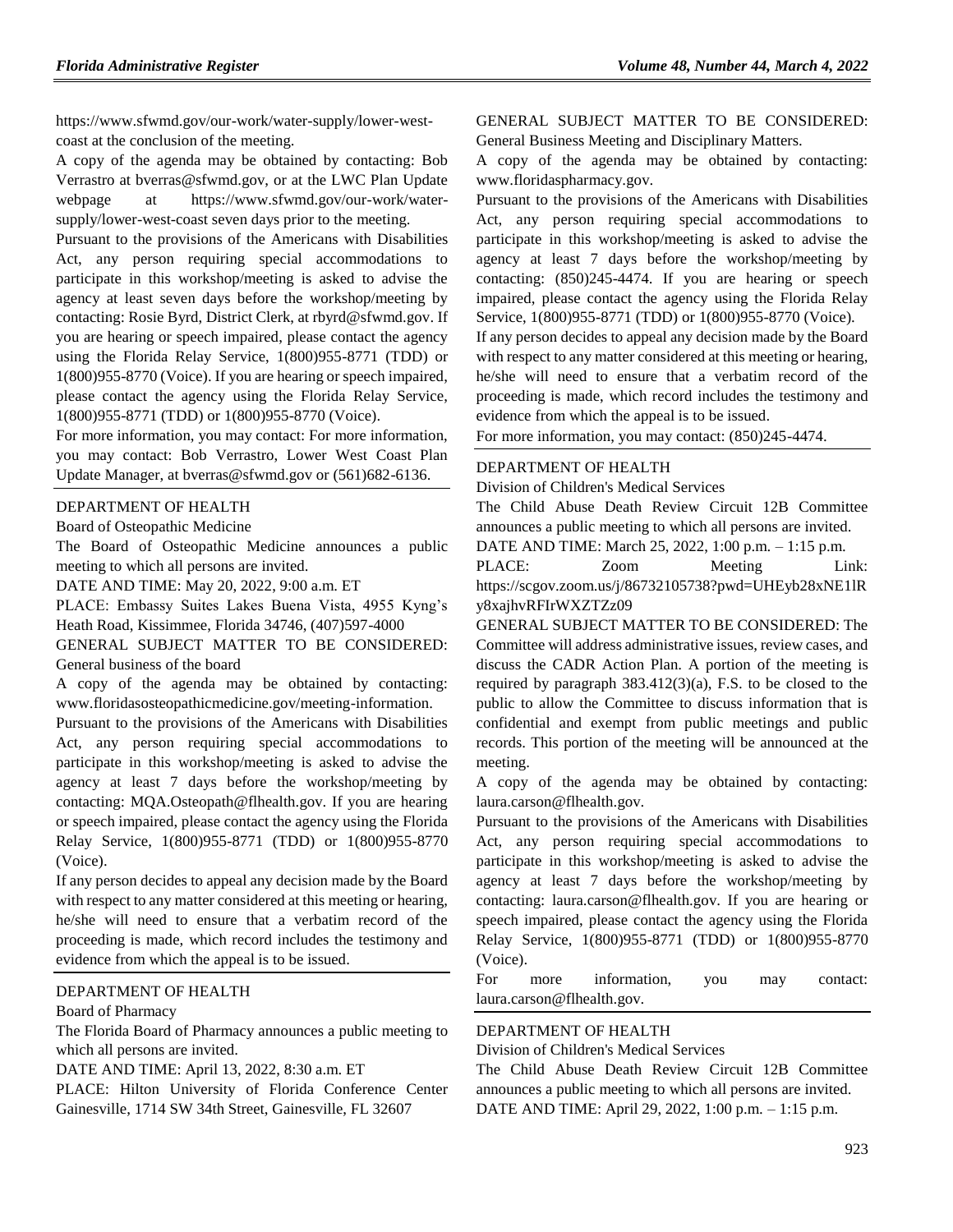https://www.sfwmd.gov/our-work/water-supply/lower-west-coast at the conclusion of the meeting.

A copy of the agenda may be obtained by contacting: Bob Verrastro at bverras@sfwmd.gov, or at the LWC Plan Update webpage at https://www.sfwmd.gov/our-work/water-supply/lower-west-coast seven days prior to the meeting.

Pursuant to the provisions of the Americans with Disabilities Act, any person requiring special accommodations to participate in this workshop/meeting is asked to advise the agency at least seven days before the workshop/meeting by contacting: Rosie Byrd, District Clerk, at rbyrd@sfwmd.gov. If you are hearing or speech impaired, please contact the agency using the Florida Relay Service, 1(800)955-8771 (TDD) or 1(800)955-8770 (Voice). If you are hearing or speech impaired, please contact the agency using the Florida Relay Service, 1(800)955-8771 (TDD) or 1(800)955-8770 (Voice).

For more information, you may contact: For more information, you may contact: Bob Verrastro, Lower West Coast Plan Update Manager, at bverras@sfwmd.gov or (561)682-6136.

---

DEPARTMENT OF HEALTH

Board of Osteopathic Medicine

The Board of Osteopathic Medicine announces a public meeting to which all persons are invited.

DATE AND TIME: May 20, 2022, 9:00 a.m. ET

PLACE: Embassy Suites Lakes Buena Vista, 4955 Kyng's Heath Road, Kissimmee, Florida 34746, (407)597-4000

GENERAL SUBJECT MATTER TO BE CONSIDERED: General business of the board

A copy of the agenda may be obtained by contacting: www.floridasosteopathicmedicine.gov/meeting-information.

Pursuant to the provisions of the Americans with Disabilities Act, any person requiring special accommodations to participate in this workshop/meeting is asked to advise the agency at least 7 days before the workshop/meeting by contacting: MQA.Osteopath@flhealth.gov. If you are hearing or speech impaired, please contact the agency using the Florida Relay Service, 1(800)955-8771 (TDD) or 1(800)955-8770 (Voice).

If any person decides to appeal any decision made by the Board with respect to any matter considered at this meeting or hearing, he/she will need to ensure that a verbatim record of the proceeding is made, which record includes the testimony and evidence from which the appeal is to be issued.

---

DEPARTMENT OF HEALTH

Board of Pharmacy

The Florida Board of Pharmacy announces a public meeting to which all persons are invited.

DATE AND TIME: April 13, 2022, 8:30 a.m. ET

PLACE: Hilton University of Florida Conference Center Gainesville, 1714 SW 34th Street, Gainesville, FL 32607

GENERAL SUBJECT MATTER TO BE CONSIDERED: General Business Meeting and Disciplinary Matters.

A copy of the agenda may be obtained by contacting: www.floridaspharmacy.gov.

Pursuant to the provisions of the Americans with Disabilities Act, any person requiring special accommodations to participate in this workshop/meeting is asked to advise the agency at least 7 days before the workshop/meeting by contacting: (850)245-4474. If you are hearing or speech impaired, please contact the agency using the Florida Relay Service, 1(800)955-8771 (TDD) or 1(800)955-8770 (Voice).

If any person decides to appeal any decision made by the Board with respect to any matter considered at this meeting or hearing, he/she will need to ensure that a verbatim record of the proceeding is made, which record includes the testimony and evidence from which the appeal is to be issued.

For more information, you may contact: (850)245-4474.

---

DEPARTMENT OF HEALTH

Division of Children's Medical Services

The Child Abuse Death Review Circuit 12B Committee announces a public meeting to which all persons are invited.

DATE AND TIME: March 25, 2022, 1:00 p.m. – 1:15 p.m.

PLACE: Zoom Meeting Link: https://scgov.zoom.us/j/86732105738?pwd=UHEyb28xNE1lRy8xajhvRFIrWXZTZz09

GENERAL SUBJECT MATTER TO BE CONSIDERED: The Committee will address administrative issues, review cases, and discuss the CADR Action Plan. A portion of the meeting is required by paragraph 383.412(3)(a), F.S. to be closed to the public to allow the Committee to discuss information that is confidential and exempt from public meetings and public records. This portion of the meeting will be announced at the meeting.

A copy of the agenda may be obtained by contacting: laura.carson@flhealth.gov.

Pursuant to the provisions of the Americans with Disabilities Act, any person requiring special accommodations to participate in this workshop/meeting is asked to advise the agency at least 7 days before the workshop/meeting by contacting: laura.carson@flhealth.gov. If you are hearing or speech impaired, please contact the agency using the Florida Relay Service, 1(800)955-8771 (TDD) or 1(800)955-8770 (Voice).

For more information, you may contact: laura.carson@flhealth.gov.

---

DEPARTMENT OF HEALTH

Division of Children's Medical Services

The Child Abuse Death Review Circuit 12B Committee announces a public meeting to which all persons are invited.

DATE AND TIME: April 29, 2022, 1:00 p.m. – 1:15 p.m.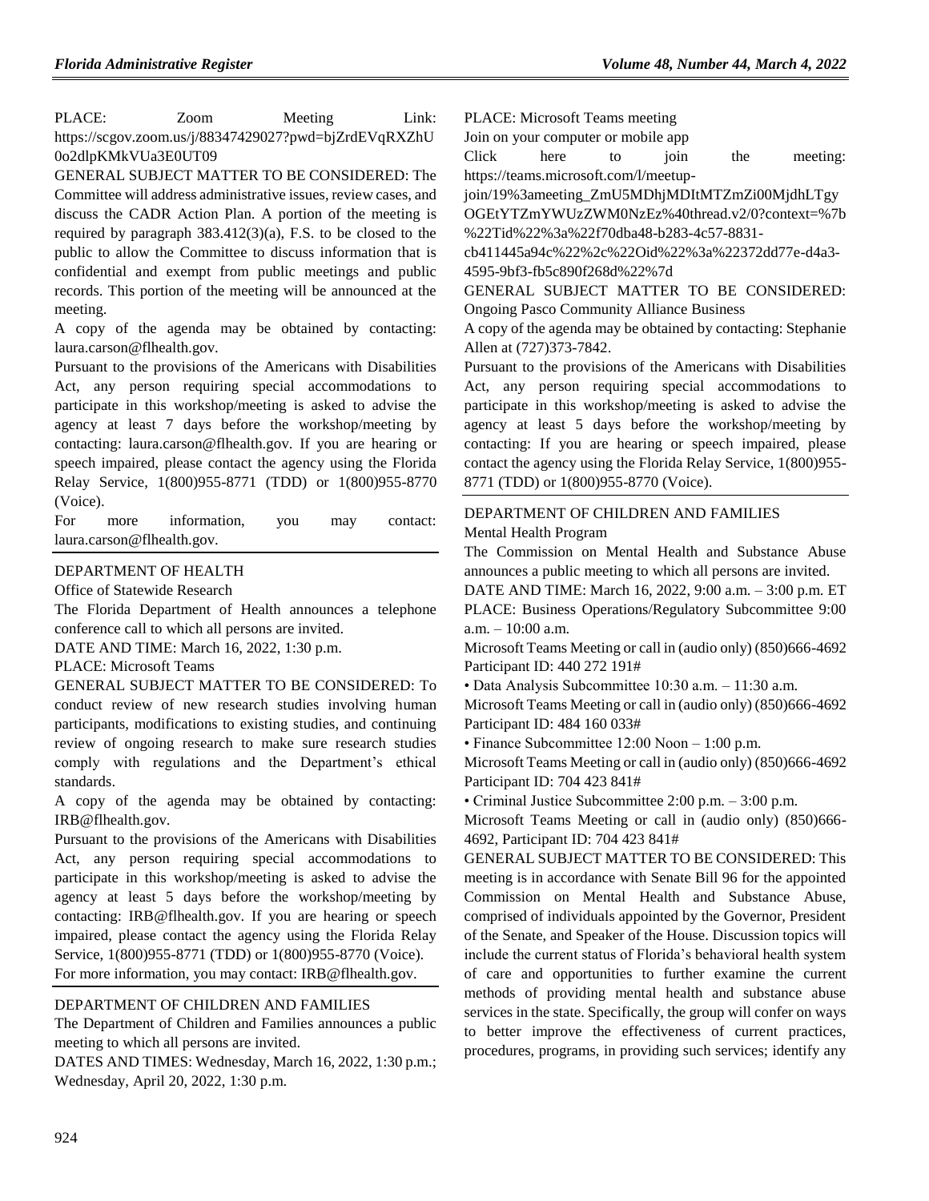PLACE: Zoom Meeting Link: https://scgov.zoom.us/j/88347429027?pwd=bjZrdEVqRXZhU0o2dlpKMkVUa3E0UT09

GENERAL SUBJECT MATTER TO BE CONSIDERED: The Committee will address administrative issues, review cases, and discuss the CADR Action Plan. A portion of the meeting is required by paragraph 383.412(3)(a), F.S. to be closed to the public to allow the Committee to discuss information that is confidential and exempt from public meetings and public records. This portion of the meeting will be announced at the meeting.

A copy of the agenda may be obtained by contacting: laura.carson@flhealth.gov.

Pursuant to the provisions of the Americans with Disabilities Act, any person requiring special accommodations to participate in this workshop/meeting is asked to advise the agency at least 7 days before the workshop/meeting by contacting: laura.carson@flhealth.gov. If you are hearing or speech impaired, please contact the agency using the Florida Relay Service, 1(800)955-8771 (TDD) or 1(800)955-8770 (Voice).

For more information, you may contact: laura.carson@flhealth.gov.

DEPARTMENT OF HEALTH

Office of Statewide Research

The Florida Department of Health announces a telephone conference call to which all persons are invited.

DATE AND TIME: March 16, 2022, 1:30 p.m.

PLACE: Microsoft Teams

GENERAL SUBJECT MATTER TO BE CONSIDERED: To conduct review of new research studies involving human participants, modifications to existing studies, and continuing review of ongoing research to make sure research studies comply with regulations and the Department's ethical standards.

A copy of the agenda may be obtained by contacting: IRB@flhealth.gov.

Pursuant to the provisions of the Americans with Disabilities Act, any person requiring special accommodations to participate in this workshop/meeting is asked to advise the agency at least 5 days before the workshop/meeting by contacting: IRB@flhealth.gov. If you are hearing or speech impaired, please contact the agency using the Florida Relay Service, 1(800)955-8771 (TDD) or 1(800)955-8770 (Voice).

For more information, you may contact: IRB@flhealth.gov.

DEPARTMENT OF CHILDREN AND FAMILIES

The Department of Children and Families announces a public meeting to which all persons are invited.

DATES AND TIMES: Wednesday, March 16, 2022, 1:30 p.m.; Wednesday, April 20, 2022, 1:30 p.m.

PLACE: Microsoft Teams meeting

Join on your computer or mobile app

Click here to join the meeting: https://teams.microsoft.com/l/meetup-join/19%3ameeting_ZmU5MDhjMDItMTZmZi00MjdhLTgyOGEtYTZmYWUzZWM0NzEz%40thread.v2/0?context=%7b%22Tid%22%3a%22f70dba48-b283-4c57-8831-cb411445a94c%22%2c%22Oid%22%3a%22372dd77e-d4a3-4595-9bf3-fb5c890f268d%22%7d

GENERAL SUBJECT MATTER TO BE CONSIDERED: Ongoing Pasco Community Alliance Business

A copy of the agenda may be obtained by contacting: Stephanie Allen at (727)373-7842.

Pursuant to the provisions of the Americans with Disabilities Act, any person requiring special accommodations to participate in this workshop/meeting is asked to advise the agency at least 5 days before the workshop/meeting by contacting: If you are hearing or speech impaired, please contact the agency using the Florida Relay Service, 1(800)955-8771 (TDD) or 1(800)955-8770 (Voice).

DEPARTMENT OF CHILDREN AND FAMILIES

Mental Health Program

The Commission on Mental Health and Substance Abuse announces a public meeting to which all persons are invited.

DATE AND TIME: March 16, 2022, 9:00 a.m. – 3:00 p.m. ET

PLACE: Business Operations/Regulatory Subcommittee 9:00 a.m. – 10:00 a.m.

Microsoft Teams Meeting or call in (audio only) (850)666-4692 Participant ID: 440 272 191#

• Data Analysis Subcommittee 10:30 a.m. – 11:30 a.m.

Microsoft Teams Meeting or call in (audio only) (850)666-4692 Participant ID: 484 160 033#

• Finance Subcommittee 12:00 Noon – 1:00 p.m.

Microsoft Teams Meeting or call in (audio only) (850)666-4692 Participant ID: 704 423 841#

• Criminal Justice Subcommittee 2:00 p.m. – 3:00 p.m.

Microsoft Teams Meeting or call in (audio only) (850)666-4692, Participant ID: 704 423 841#

GENERAL SUBJECT MATTER TO BE CONSIDERED: This meeting is in accordance with Senate Bill 96 for the appointed Commission on Mental Health and Substance Abuse, comprised of individuals appointed by the Governor, President of the Senate, and Speaker of the House. Discussion topics will include the current status of Florida's behavioral health system of care and opportunities to further examine the current methods of providing mental health and substance abuse services in the state. Specifically, the group will confer on ways to better improve the effectiveness of current practices, procedures, programs, in providing such services; identify any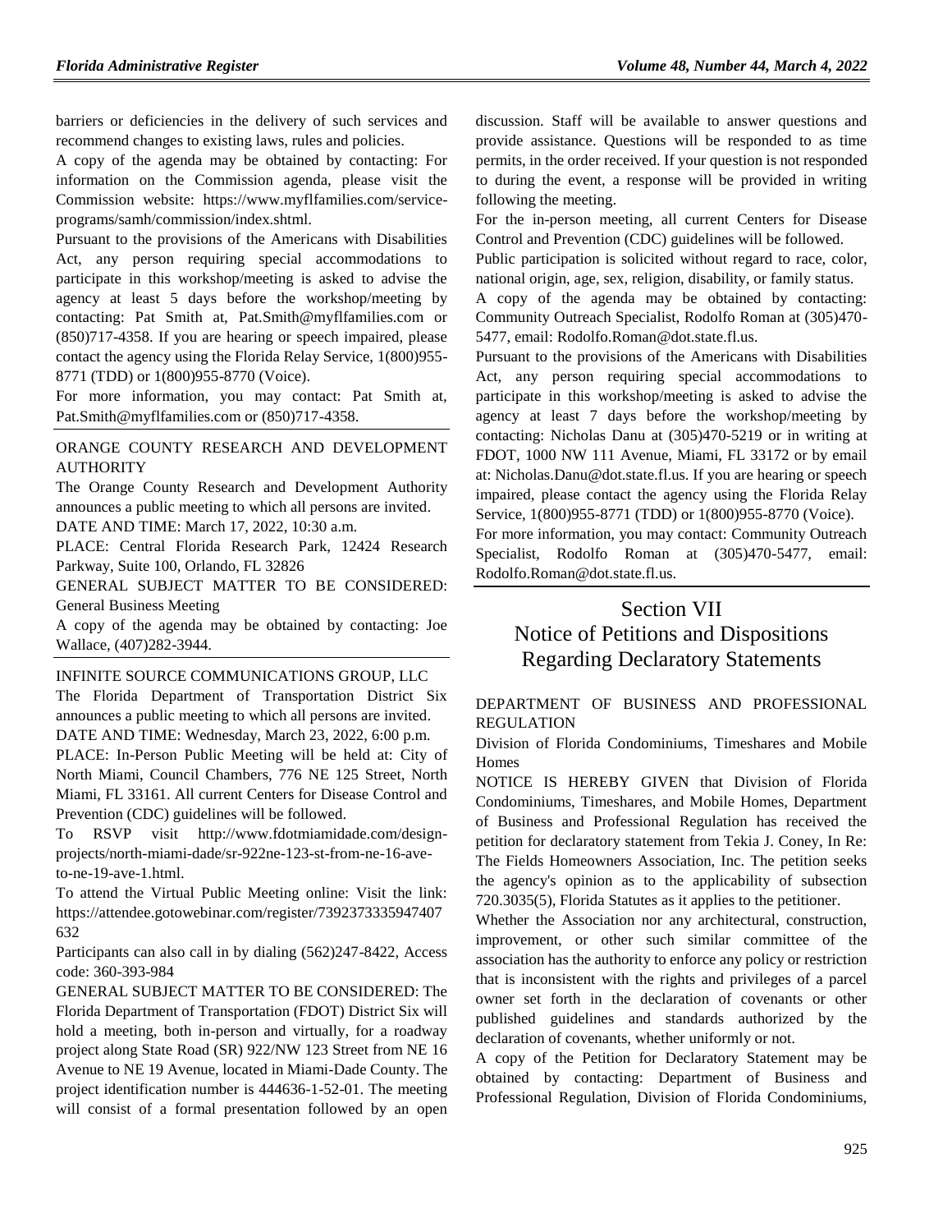barriers or deficiencies in the delivery of such services and recommend changes to existing laws, rules and policies.

A copy of the agenda may be obtained by contacting: For information on the Commission agenda, please visit the Commission website: https://www.myflfamilies.com/service-programs/samh/commission/index.shtml.

Pursuant to the provisions of the Americans with Disabilities Act, any person requiring special accommodations to participate in this workshop/meeting is asked to advise the agency at least 5 days before the workshop/meeting by contacting: Pat Smith at, Pat.Smith@myflfamilies.com or (850)717-4358. If you are hearing or speech impaired, please contact the agency using the Florida Relay Service, 1(800)955-8771 (TDD) or 1(800)955-8770 (Voice).

For more information, you may contact: Pat Smith at, Pat.Smith@myflfamilies.com or (850)717-4358.

---

ORANGE COUNTY RESEARCH AND DEVELOPMENT AUTHORITY

The Orange County Research and Development Authority announces a public meeting to which all persons are invited.

DATE AND TIME: March 17, 2022, 10:30 a.m.

PLACE: Central Florida Research Park, 12424 Research Parkway, Suite 100, Orlando, FL 32826

GENERAL SUBJECT MATTER TO BE CONSIDERED: General Business Meeting

A copy of the agenda may be obtained by contacting: Joe Wallace, (407)282-3944.

---

INFINITE SOURCE COMMUNICATIONS GROUP, LLC

The Florida Department of Transportation District Six announces a public meeting to which all persons are invited.

DATE AND TIME: Wednesday, March 23, 2022, 6:00 p.m.

PLACE: In-Person Public Meeting will be held at: City of North Miami, Council Chambers, 776 NE 125 Street, North Miami, FL 33161. All current Centers for Disease Control and Prevention (CDC) guidelines will be followed.

To RSVP visit http://www.fdotmiamidade.com/design-projects/north-miami-dade/sr-922ne-123-st-from-ne-16-ave-to-ne-19-ave-1.html.

To attend the Virtual Public Meeting online: Visit the link: https://attendee.gotowebinar.com/register/7392373335947407632

Participants can also call in by dialing (562)247-8422, Access code: 360-393-984

GENERAL SUBJECT MATTER TO BE CONSIDERED: The Florida Department of Transportation (FDOT) District Six will hold a meeting, both in-person and virtually, for a roadway project along State Road (SR) 922/NW 123 Street from NE 16 Avenue to NE 19 Avenue, located in Miami-Dade County. The project identification number is 444636-1-52-01. The meeting will consist of a formal presentation followed by an open discussion. Staff will be available to answer questions and provide assistance. Questions will be responded to as time permits, in the order received. If your question is not responded to during the event, a response will be provided in writing following the meeting.

For the in-person meeting, all current Centers for Disease Control and Prevention (CDC) guidelines will be followed.

Public participation is solicited without regard to race, color, national origin, age, sex, religion, disability, or family status.

A copy of the agenda may be obtained by contacting: Community Outreach Specialist, Rodolfo Roman at (305)470-5477, email: Rodolfo.Roman@dot.state.fl.us.

Pursuant to the provisions of the Americans with Disabilities Act, any person requiring special accommodations to participate in this workshop/meeting is asked to advise the agency at least 7 days before the workshop/meeting by contacting: Nicholas Danu at (305)470-5219 or in writing at FDOT, 1000 NW 111 Avenue, Miami, FL 33172 or by email at: Nicholas.Danu@dot.state.fl.us. If you are hearing or speech impaired, please contact the agency using the Florida Relay Service, 1(800)955-8771 (TDD) or 1(800)955-8770 (Voice).

For more information, you may contact: Community Outreach Specialist, Rodolfo Roman at (305)470-5477, email: Rodolfo.Roman@dot.state.fl.us.

---

# Section VII
# Notice of Petitions and Dispositions Regarding Declaratory Statements

DEPARTMENT OF BUSINESS AND PROFESSIONAL REGULATION

Division of Florida Condominiums, Timeshares and Mobile Homes

NOTICE IS HEREBY GIVEN that Division of Florida Condominiums, Timeshares, and Mobile Homes, Department of Business and Professional Regulation has received the petition for declaratory statement from Tekia J. Coney, In Re: The Fields Homeowners Association, Inc. The petition seeks the agency's opinion as to the applicability of subsection 720.3035(5), Florida Statutes as it applies to the petitioner.

Whether the Association nor any architectural, construction, improvement, or other such similar committee of the association has the authority to enforce any policy or restriction that is inconsistent with the rights and privileges of a parcel owner set forth in the declaration of covenants or other published guidelines and standards authorized by the declaration of covenants, whether uniformly or not.

A copy of the Petition for Declaratory Statement may be obtained by contacting: Department of Business and Professional Regulation, Division of Florida Condominiums,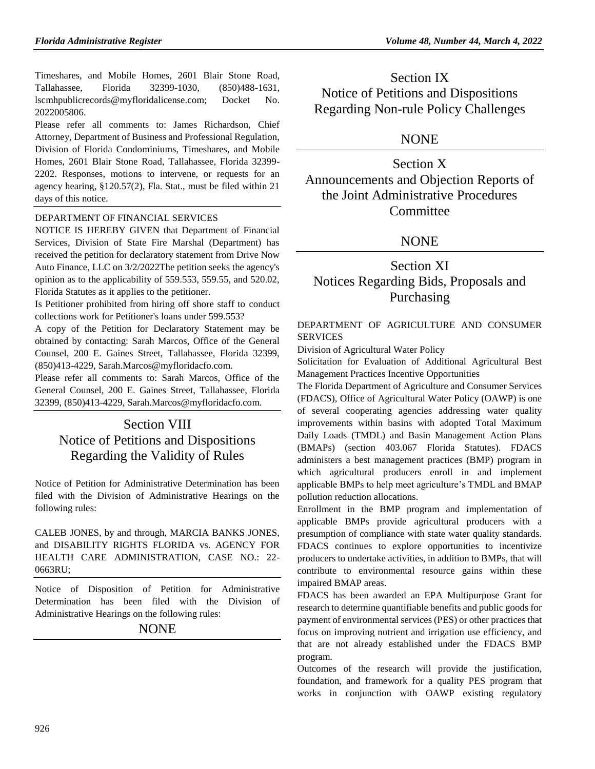Timeshares, and Mobile Homes, 2601 Blair Stone Road, Tallahassee, Florida 32399-1030, (850)488-1631, lscmhpublicrecords@myfloridalicense.com; Docket No. 2022005806.

Please refer all comments to: James Richardson, Chief Attorney, Department of Business and Professional Regulation, Division of Florida Condominiums, Timeshares, and Mobile Homes, 2601 Blair Stone Road, Tallahassee, Florida 32399-2202. Responses, motions to intervene, or requests for an agency hearing, §120.57(2), Fla. Stat., must be filed within 21 days of this notice.

DEPARTMENT OF FINANCIAL SERVICES

NOTICE IS HEREBY GIVEN that Department of Financial Services, Division of State Fire Marshal (Department) has received the petition for declaratory statement from Drive Now Auto Finance, LLC on 3/2/2022The petition seeks the agency's opinion as to the applicability of 559.553, 559.55, and 520.02, Florida Statutes as it applies to the petitioner.

Is Petitioner prohibited from hiring off shore staff to conduct collections work for Petitioner's loans under 599.553?

A copy of the Petition for Declaratory Statement may be obtained by contacting: Sarah Marcos, Office of the General Counsel, 200 E. Gaines Street, Tallahassee, Florida 32399, (850)413-4229, Sarah.Marcos@myfloridacfo.com.

Please refer all comments to: Sarah Marcos, Office of the General Counsel, 200 E. Gaines Street, Tallahassee, Florida 32399, (850)413-4229, Sarah.Marcos@myfloridacfo.com.

# Section VIII
# Notice of Petitions and Dispositions Regarding the Validity of Rules

Notice of Petition for Administrative Determination has been filed with the Division of Administrative Hearings on the following rules:

CALEB JONES, by and through, MARCIA BANKS JONES, and DISABILITY RIGHTS FLORIDA vs. AGENCY FOR HEALTH CARE ADMINISTRATION, CASE NO.: 22-0663RU;

Notice of Disposition of Petition for Administrative Determination has been filed with the Division of Administrative Hearings on the following rules:

NONE

# Section IX
# Notice of Petitions and Dispositions Regarding Non-rule Policy Challenges

NONE

# Section X
# Announcements and Objection Reports of the Joint Administrative Procedures Committee

NONE

# Section XI
# Notices Regarding Bids, Proposals and Purchasing

DEPARTMENT OF AGRICULTURE AND CONSUMER SERVICES

Division of Agricultural Water Policy

Solicitation for Evaluation of Additional Agricultural Best Management Practices Incentive Opportunities

The Florida Department of Agriculture and Consumer Services (FDACS), Office of Agricultural Water Policy (OAWP) is one of several cooperating agencies addressing water quality improvements within basins with adopted Total Maximum Daily Loads (TMDL) and Basin Management Action Plans (BMAPs) (section 403.067 Florida Statutes). FDACS administers a best management practices (BMP) program in which agricultural producers enroll in and implement applicable BMPs to help meet agriculture's TMDL and BMAP pollution reduction allocations.

Enrollment in the BMP program and implementation of applicable BMPs provide agricultural producers with a presumption of compliance with state water quality standards. FDACS continues to explore opportunities to incentivize producers to undertake activities, in addition to BMPs, that will contribute to environmental resource gains within these impaired BMAP areas.

FDACS has been awarded an EPA Multipurpose Grant for research to determine quantifiable benefits and public goods for payment of environmental services (PES) or other practices that focus on improving nutrient and irrigation use efficiency, and that are not already established under the FDACS BMP program.

Outcomes of the research will provide the justification, foundation, and framework for a quality PES program that works in conjunction with OAWP existing regulatory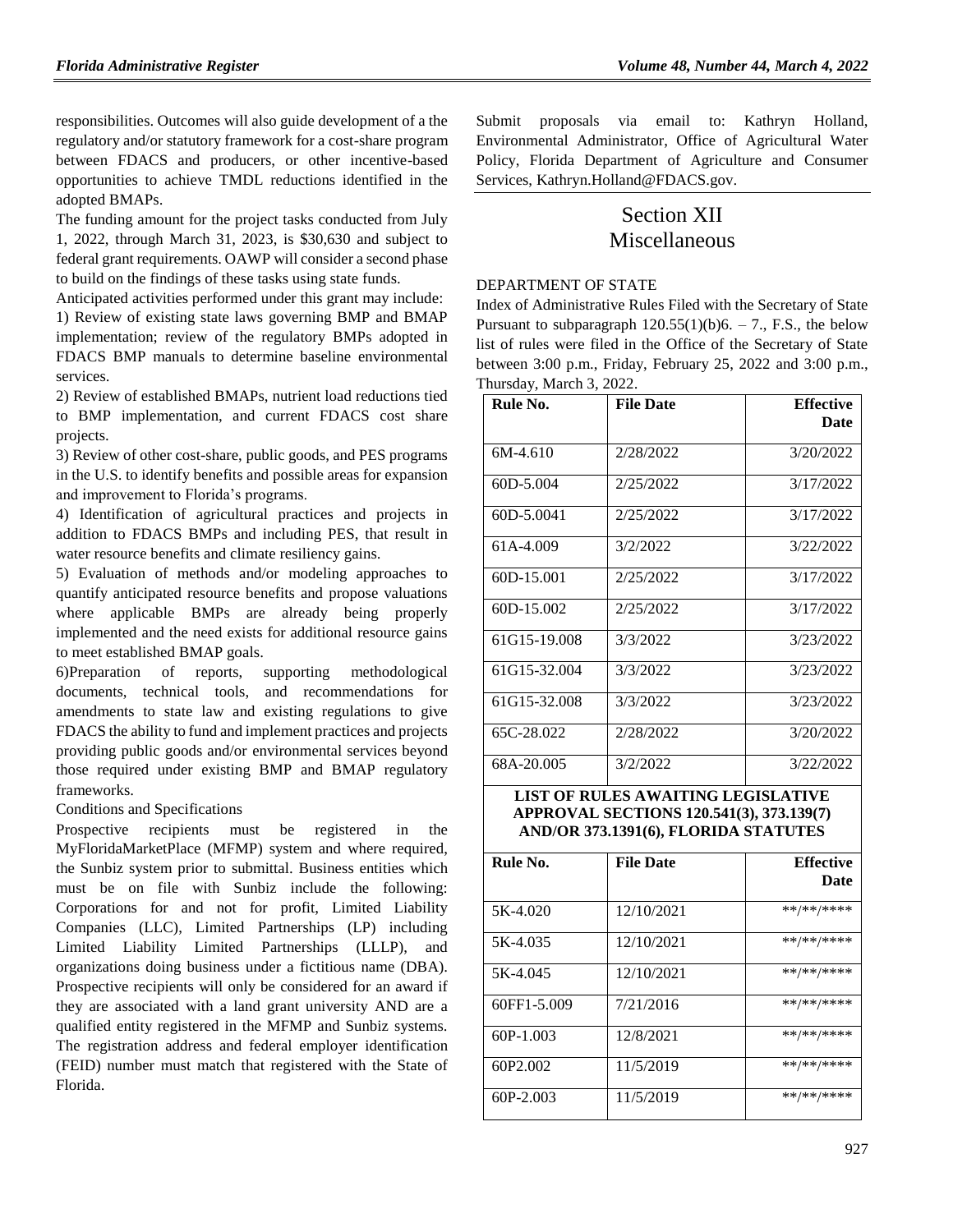responsibilities. Outcomes will also guide development of a the regulatory and/or statutory framework for a cost-share program between FDACS and producers, or other incentive-based opportunities to achieve TMDL reductions identified in the adopted BMAPs.

The funding amount for the project tasks conducted from July 1, 2022, through March 31, 2023, is $30,630 and subject to federal grant requirements. OAWP will consider a second phase to build on the findings of these tasks using state funds.

Anticipated activities performed under this grant may include:

1) Review of existing state laws governing BMP and BMAP implementation; review of the regulatory BMPs adopted in FDACS BMP manuals to determine baseline environmental services.

2) Review of established BMAPs, nutrient load reductions tied to BMP implementation, and current FDACS cost share projects.

3) Review of other cost-share, public goods, and PES programs in the U.S. to identify benefits and possible areas for expansion and improvement to Florida's programs.

4) Identification of agricultural practices and projects in addition to FDACS BMPs and including PES, that result in water resource benefits and climate resiliency gains.

5) Evaluation of methods and/or modeling approaches to quantify anticipated resource benefits and propose valuations where applicable BMPs are already being properly implemented and the need exists for additional resource gains to meet established BMAP goals.

6)Preparation of reports, supporting methodological documents, technical tools, and recommendations for amendments to state law and existing regulations to give FDACS the ability to fund and implement practices and projects providing public goods and/or environmental services beyond those required under existing BMP and BMAP regulatory frameworks.

Conditions and Specifications

Prospective recipients must be registered in the MyFloridaMarketPlace (MFMP) system and where required, the Sunbiz system prior to submittal. Business entities which must be on file with Sunbiz include the following: Corporations for and not for profit, Limited Liability Companies (LLC), Limited Partnerships (LP) including Limited Liability Limited Partnerships (LLLP), and organizations doing business under a fictitious name (DBA). Prospective recipients will only be considered for an award if they are associated with a land grant university AND are a qualified entity registered in the MFMP and Sunbiz systems. The registration address and federal employer identification (FEID) number must match that registered with the State of Florida.

Submit proposals via email to: Kathryn Holland, Environmental Administrator, Office of Agricultural Water Policy, Florida Department of Agriculture and Consumer Services, Kathryn.Holland@FDACS.gov.

# Section XII
# Miscellaneous

DEPARTMENT OF STATE

Index of Administrative Rules Filed with the Secretary of State

Pursuant to subparagraph 120.55(1)(b)6. – 7., F.S., the below list of rules were filed in the Office of the Secretary of State between 3:00 p.m., Friday, February 25, 2022 and 3:00 p.m., Thursday, March 3, 2022.

| Rule No. | File Date | Effective Date |
|---|---|---|
| 6M-4.610 | 2/28/2022 | 3/20/2022 |
| 60D-5.004 | 2/25/2022 | 3/17/2022 |
| 60D-5.0041 | 2/25/2022 | 3/17/2022 |
| 61A-4.009 | 3/2/2022 | 3/22/2022 |
| 60D-15.001 | 2/25/2022 | 3/17/2022 |
| 60D-15.002 | 2/25/2022 | 3/17/2022 |
| 61G15-19.008 | 3/3/2022 | 3/23/2022 |
| 61G15-32.004 | 3/3/2022 | 3/23/2022 |
| 61G15-32.008 | 3/3/2022 | 3/23/2022 |
| 65C-28.022 | 2/28/2022 | 3/20/2022 |
| 68A-20.005 | 3/2/2022 | 3/22/2022 |

**LIST OF RULES AWAITING LEGISLATIVE APPROVAL SECTIONS 120.541(3), 373.139(7) AND/OR 373.1391(6), FLORIDA STATUTES**

| Rule No. | File Date | Effective Date |
|---|---|---|
| 5K-4.020 | 12/10/2021 | **/**/**** |
| 5K-4.035 | 12/10/2021 | **/**/**** |
| 5K-4.045 | 12/10/2021 | **/**/**** |
| 60FF1-5.009 | 7/21/2016 | **/**/**** |
| 60P-1.003 | 12/8/2021 | **/**/**** |
| 60P2.002 | 11/5/2019 | **/**/**** |
| 60P-2.003 | 11/5/2019 | **/**/**** |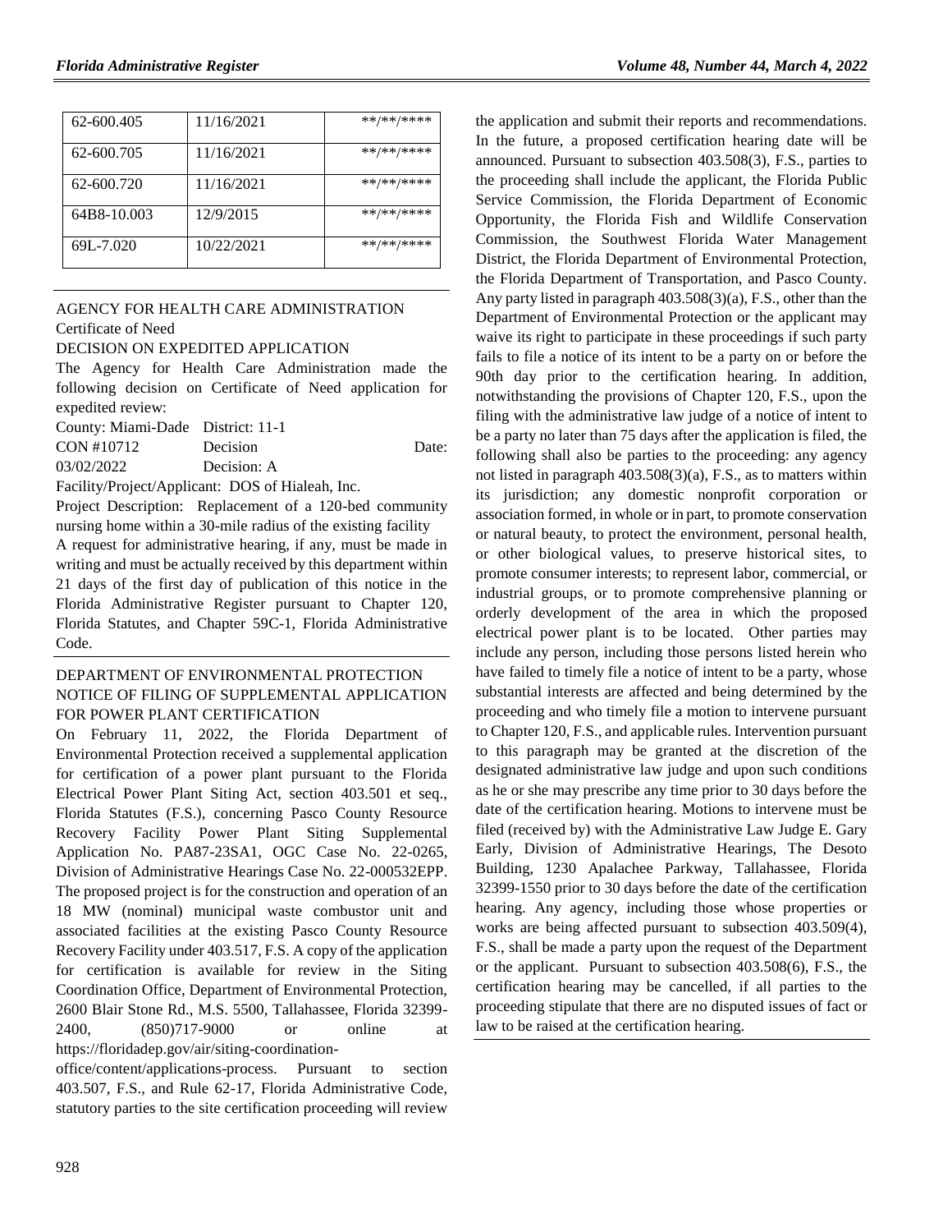| 62-600.405 | 11/16/2021 | \*\*/\*\*/\*\*\*\* |
|---|---|---|
| 62-600.705 | 11/16/2021 | **/**/**** |
| 62-600.720 | 11/16/2021 | **/**/**** |
| 64B8-10.003 | 12/9/2015 | **/**/**** |
| 69L-7.020 | 10/22/2021 | **/**/**** |

## AGENCY FOR HEALTH CARE ADMINISTRATION

### Certificate of Need

DECISION ON EXPEDITED APPLICATION

The Agency for Health Care Administration made the following decision on Certificate of Need application for expedited review:

County: Miami-Dade District: 11-1

CON #10712 Decision Date: 03/02/2022 Decision: A

Facility/Project/Applicant: DOS of Hialeah, Inc.

Project Description: Replacement of a 120-bed community nursing home within a 30-mile radius of the existing facility

A request for administrative hearing, if any, must be made in writing and must be actually received by this department within 21 days of the first day of publication of this notice in the Florida Administrative Register pursuant to Chapter 120, Florida Statutes, and Chapter 59C-1, Florida Administrative Code.

## DEPARTMENT OF ENVIRONMENTAL PROTECTION

NOTICE OF FILING OF SUPPLEMENTAL APPLICATION FOR POWER PLANT CERTIFICATION

On February 11, 2022, the Florida Department of Environmental Protection received a supplemental application for certification of a power plant pursuant to the Florida Electrical Power Plant Siting Act, section 403.501 et seq., Florida Statutes (F.S.), concerning Pasco County Resource Recovery Facility Power Plant Siting Supplemental Application No. PA87-23SA1, OGC Case No. 22-0265, Division of Administrative Hearings Case No. 22-000532EPP. The proposed project is for the construction and operation of an 18 MW (nominal) municipal waste combustor unit and associated facilities at the existing Pasco County Resource Recovery Facility under 403.517, F.S. A copy of the application for certification is available for review in the Siting Coordination Office, Department of Environmental Protection, 2600 Blair Stone Rd., M.S. 5500, Tallahassee, Florida 32399-2400, (850)717-9000 or online at https://floridadep.gov/air/siting-coordination-office/content/applications-process. Pursuant to section 403.507, F.S., and Rule 62-17, Florida Administrative Code, statutory parties to the site certification proceeding will review the application and submit their reports and recommendations. In the future, a proposed certification hearing date will be announced. Pursuant to subsection 403.508(3), F.S., parties to the proceeding shall include the applicant, the Florida Public Service Commission, the Florida Department of Economic Opportunity, the Florida Fish and Wildlife Conservation Commission, the Southwest Florida Water Management District, the Florida Department of Environmental Protection, the Florida Department of Transportation, and Pasco County. Any party listed in paragraph 403.508(3)(a), F.S., other than the Department of Environmental Protection or the applicant may waive its right to participate in these proceedings if such party fails to file a notice of its intent to be a party on or before the 90th day prior to the certification hearing. In addition, notwithstanding the provisions of Chapter 120, F.S., upon the filing with the administrative law judge of a notice of intent to be a party no later than 75 days after the application is filed, the following shall also be parties to the proceeding: any agency not listed in paragraph 403.508(3)(a), F.S., as to matters within its jurisdiction; any domestic nonprofit corporation or association formed, in whole or in part, to promote conservation or natural beauty, to protect the environment, personal health, or other biological values, to preserve historical sites, to promote consumer interests; to represent labor, commercial, or industrial groups, or to promote comprehensive planning or orderly development of the area in which the proposed electrical power plant is to be located. Other parties may include any person, including those persons listed herein who have failed to timely file a notice of intent to be a party, whose substantial interests are affected and being determined by the proceeding and who timely file a motion to intervene pursuant to Chapter 120, F.S., and applicable rules. Intervention pursuant to this paragraph may be granted at the discretion of the designated administrative law judge and upon such conditions as he or she may prescribe any time prior to 30 days before the date of the certification hearing. Motions to intervene must be filed (received by) with the Administrative Law Judge E. Gary Early, Division of Administrative Hearings, The Desoto Building, 1230 Apalachee Parkway, Tallahassee, Florida 32399-1550 prior to 30 days before the date of the certification hearing. Any agency, including those whose properties or works are being affected pursuant to subsection 403.509(4), F.S., shall be made a party upon the request of the Department or the applicant. Pursuant to subsection 403.508(6), F.S., the certification hearing may be cancelled, if all parties to the proceeding stipulate that there are no disputed issues of fact or law to be raised at the certification hearing.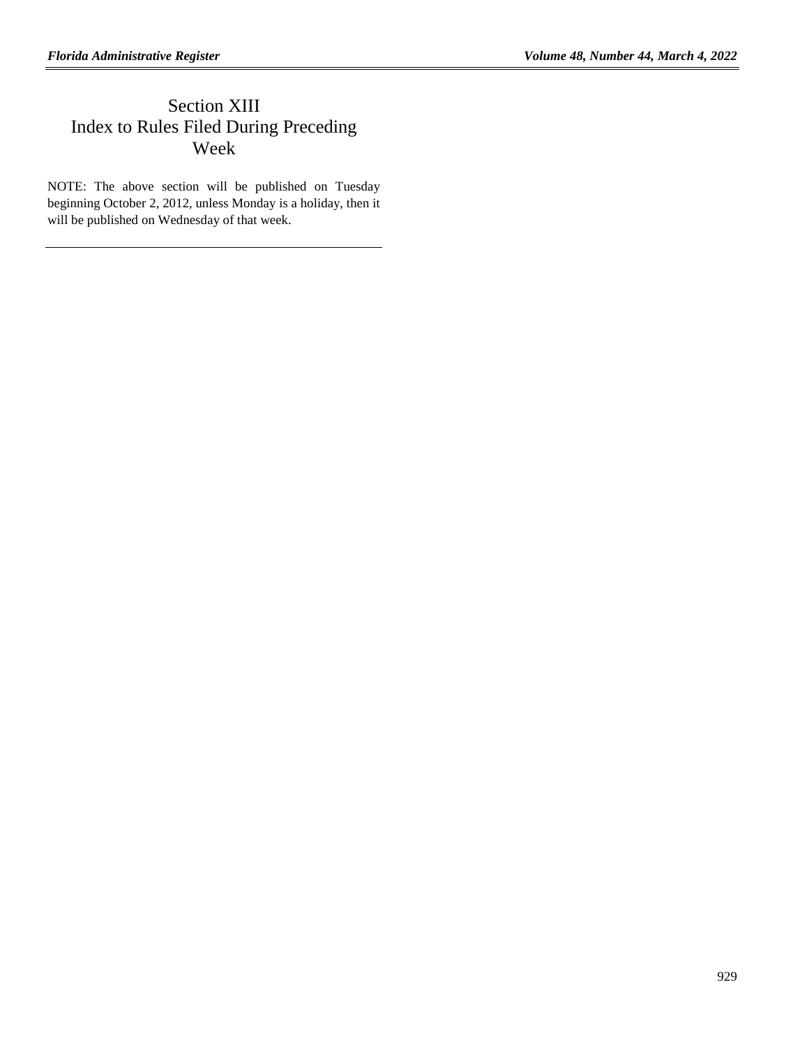# Section XIII
# Index to Rules Filed During Preceding Week

NOTE: The above section will be published on Tuesday beginning October 2, 2012, unless Monday is a holiday, then it will be published on Wednesday of that week.